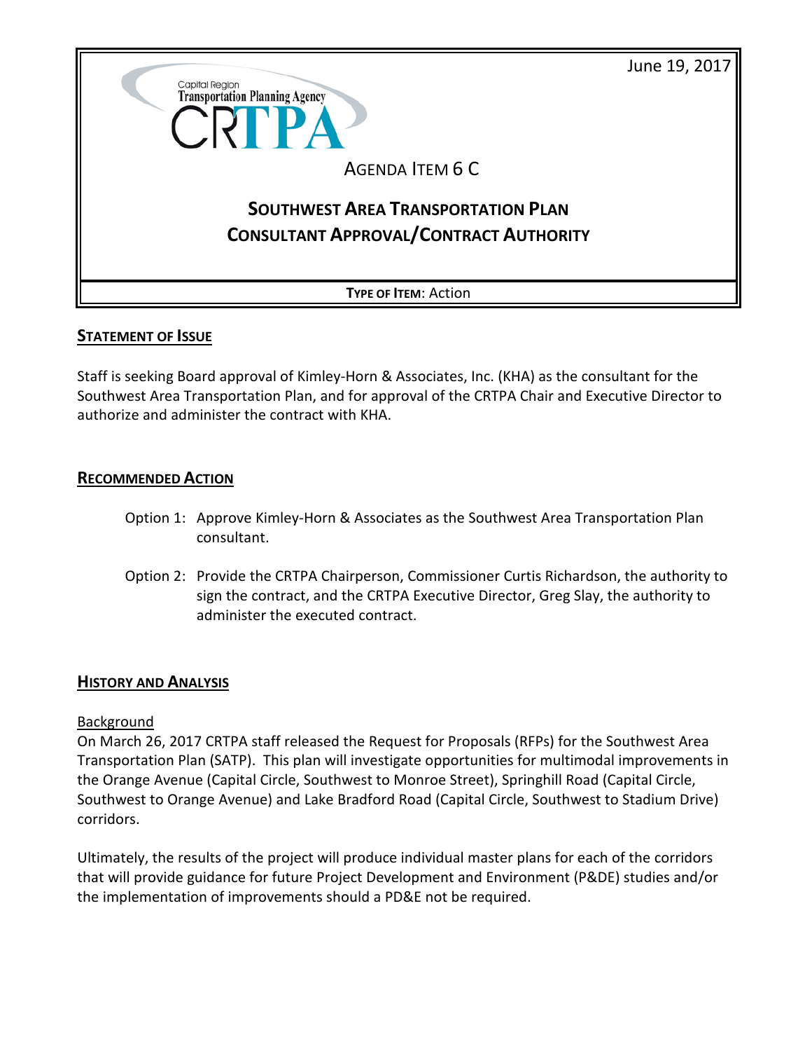June 19, 2017

Capital Region Transportation Planning Agency

CRTPA

# AGENDA ITEM 6 C

# SOUTHWEST AREA TRANSPORTATION PLAN CONSULTANT APPROVAL/CONTRACT AUTHORITY

**TYPE OF ITEM**: Action

## STATEMENT OF ISSUE

Staff is seeking Board approval of Kimley-Horn & Associates, Inc. (KHA) as the consultant for the Southwest Area Transportation Plan, and for approval of the CRTPA Chair and Executive Director to authorize and administer the contract with KHA.

## RECOMMENDED ACTION

Option 1: Approve Kimley-Horn & Associates as the Southwest Area Transportation Plan consultant.

Option 2: Provide the CRTPA Chairperson, Commissioner Curtis Richardson, the authority to sign the contract, and the CRTPA Executive Director, Greg Slay, the authority to administer the executed contract.

## HISTORY AND ANALYSIS

### Background

On March 26, 2017 CRTPA staff released the Request for Proposals (RFPs) for the Southwest Area Transportation Plan (SATP). This plan will investigate opportunities for multimodal improvements in the Orange Avenue (Capital Circle, Southwest to Monroe Street), Springhill Road (Capital Circle, Southwest to Orange Avenue) and Lake Bradford Road (Capital Circle, Southwest to Stadium Drive) corridors.

Ultimately, the results of the project will produce individual master plans for each of the corridors that will provide guidance for future Project Development and Environment (P&DE) studies and/or the implementation of improvements should a PD&E not be required.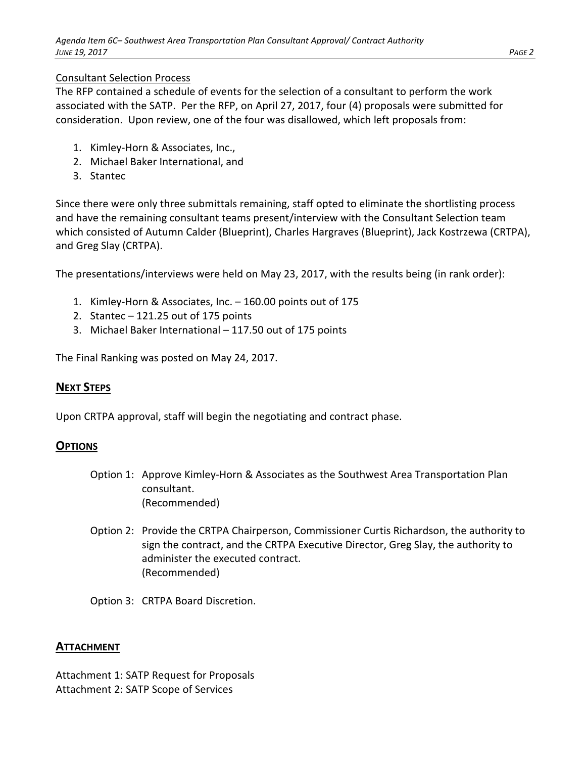Consultant Selection Process

The RFP contained a schedule of events for the selection of a consultant to perform the work associated with the SATP. Per the RFP, on April 27, 2017, four (4) proposals were submitted for consideration. Upon review, one of the four was disallowed, which left proposals from:

1. Kimley-Horn & Associates, Inc.,
2. Michael Baker International, and
3. Stantec

Since there were only three submittals remaining, staff opted to eliminate the shortlisting process and have the remaining consultant teams present/interview with the Consultant Selection team which consisted of Autumn Calder (Blueprint), Charles Hargraves (Blueprint), Jack Kostrzewa (CRTPA), and Greg Slay (CRTPA).

The presentations/interviews were held on May 23, 2017, with the results being (in rank order):

1. Kimley-Horn & Associates, Inc. – 160.00 points out of 175
2. Stantec – 121.25 out of 175 points
3. Michael Baker International – 117.50 out of 175 points

The Final Ranking was posted on May 24, 2017.

## NEXT STEPS

Upon CRTPA approval, staff will begin the negotiating and contract phase.

## OPTIONS

Option 1: Approve Kimley-Horn & Associates as the Southwest Area Transportation Plan consultant.
(Recommended)

Option 2: Provide the CRTPA Chairperson, Commissioner Curtis Richardson, the authority to sign the contract, and the CRTPA Executive Director, Greg Slay, the authority to administer the executed contract.
(Recommended)

Option 3: CRTPA Board Discretion.

## ATTACHMENT

Attachment 1: SATP Request for Proposals
Attachment 2: SATP Scope of Services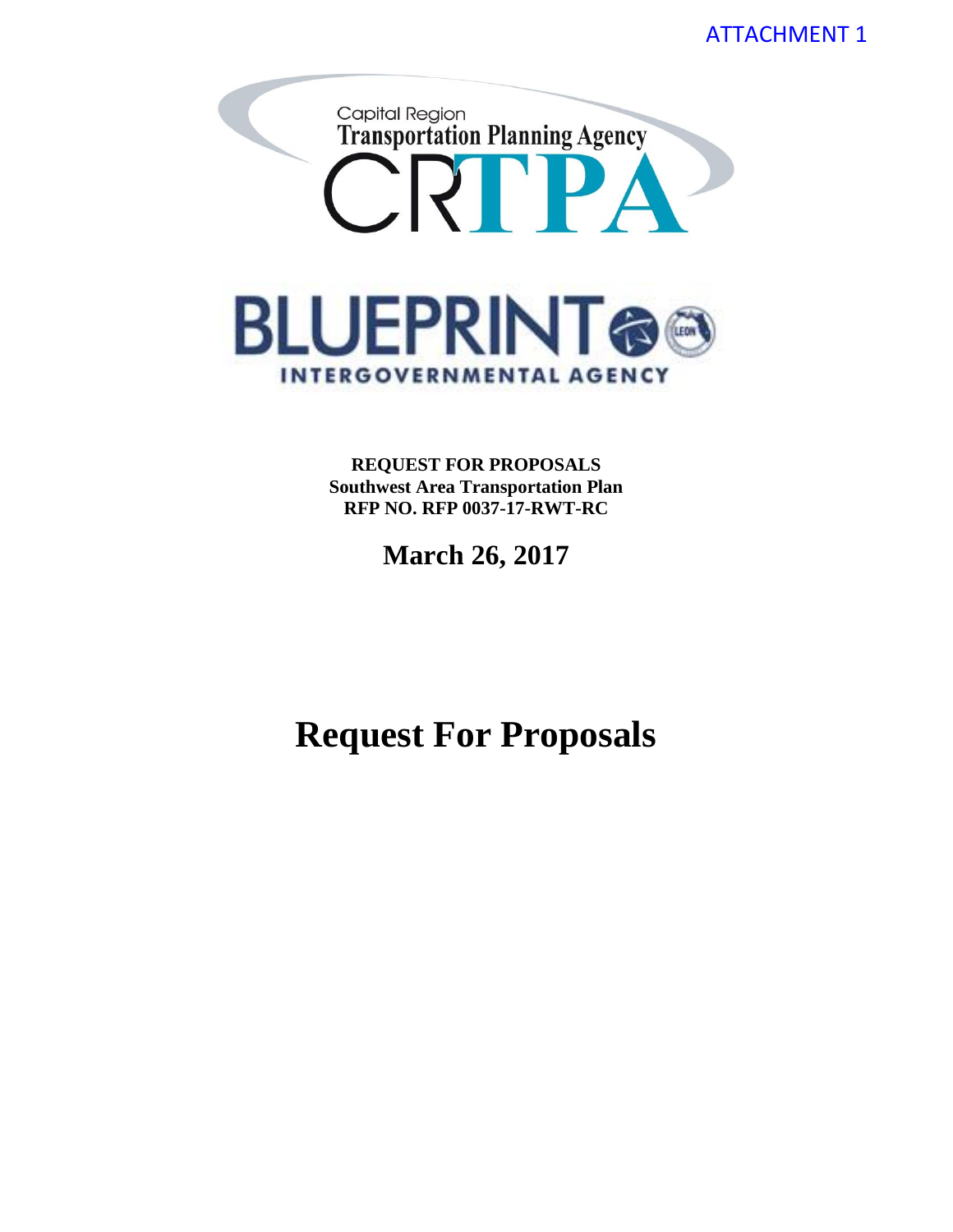ATTACHMENT 1

Capital Region
Transportation Planning Agency
CRTPA

BLUEPRINT
INTERGOVERNMENTAL AGENCY

**REQUEST FOR PROPOSALS**
**Southwest Area Transportation Plan**
**RFP NO. RFP 0037-17-RWT-RC**

**March 26, 2017**

# Request For Proposals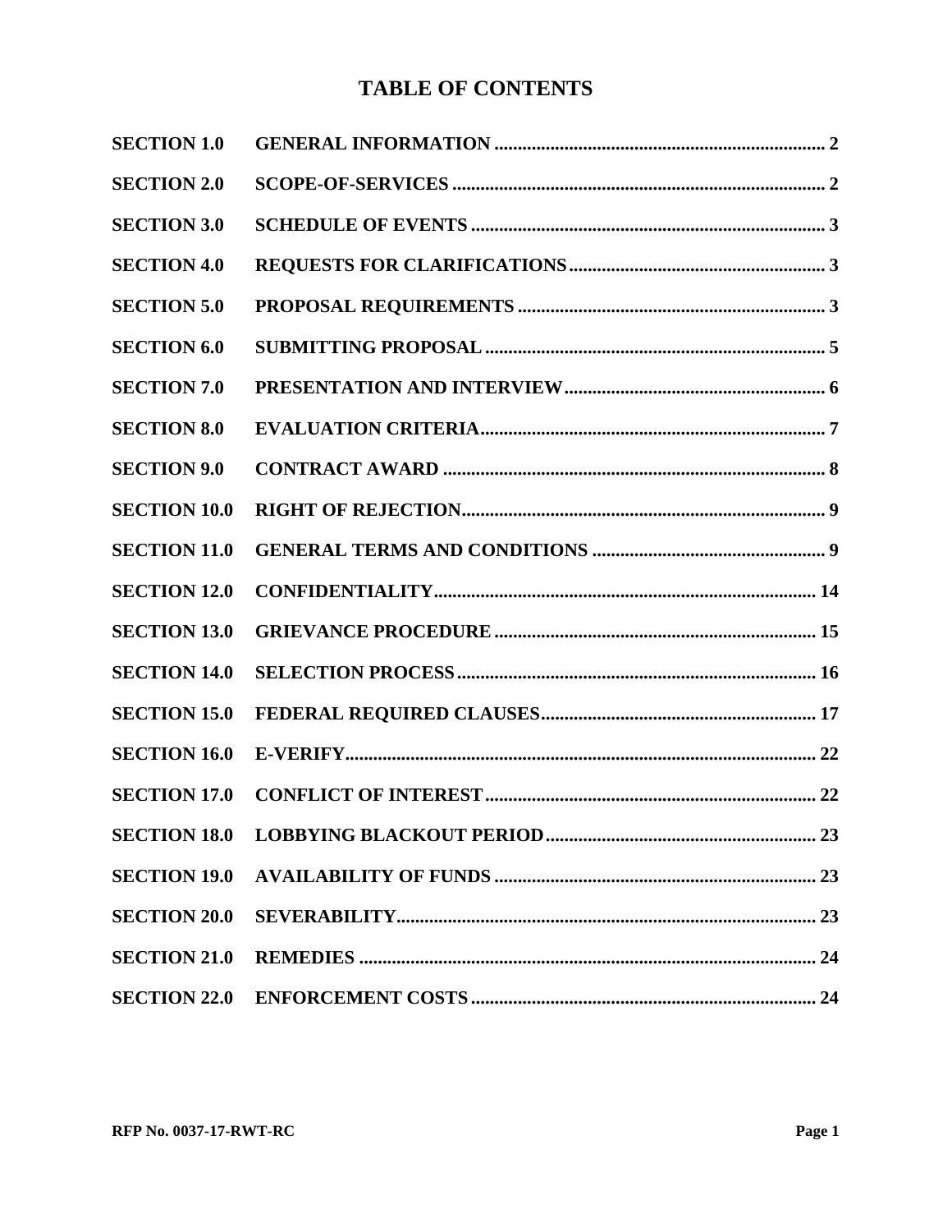# TABLE OF CONTENTS

| | | |
|---|---|---|
| **SECTION 1.0** | **GENERAL INFORMATION** | **2** |
| **SECTION 2.0** | **SCOPE-OF-SERVICES** | **2** |
| **SECTION 3.0** | **SCHEDULE OF EVENTS** | **3** |
| **SECTION 4.0** | **REQUESTS FOR CLARIFICATIONS** | **3** |
| **SECTION 5.0** | **PROPOSAL REQUIREMENTS** | **3** |
| **SECTION 6.0** | **SUBMITTING PROPOSAL** | **5** |
| **SECTION 7.0** | **PRESENTATION AND INTERVIEW** | **6** |
| **SECTION 8.0** | **EVALUATION CRITERIA** | **7** |
| **SECTION 9.0** | **CONTRACT AWARD** | **8** |
| **SECTION 10.0** | **RIGHT OF REJECTION** | **9** |
| **SECTION 11.0** | **GENERAL TERMS AND CONDITIONS** | **9** |
| **SECTION 12.0** | **CONFIDENTIALITY** | **14** |
| **SECTION 13.0** | **GRIEVANCE PROCEDURE** | **15** |
| **SECTION 14.0** | **SELECTION PROCESS** | **16** |
| **SECTION 15.0** | **FEDERAL REQUIRED CLAUSES** | **17** |
| **SECTION 16.0** | **E-VERIFY** | **22** |
| **SECTION 17.0** | **CONFLICT OF INTEREST** | **22** |
| **SECTION 18.0** | **LOBBYING BLACKOUT PERIOD** | **23** |
| **SECTION 19.0** | **AVAILABILITY OF FUNDS** | **23** |
| **SECTION 20.0** | **SEVERABILITY** | **23** |
| **SECTION 21.0** | **REMEDIES** | **24** |
| **SECTION 22.0** | **ENFORCEMENT COSTS** | **24** |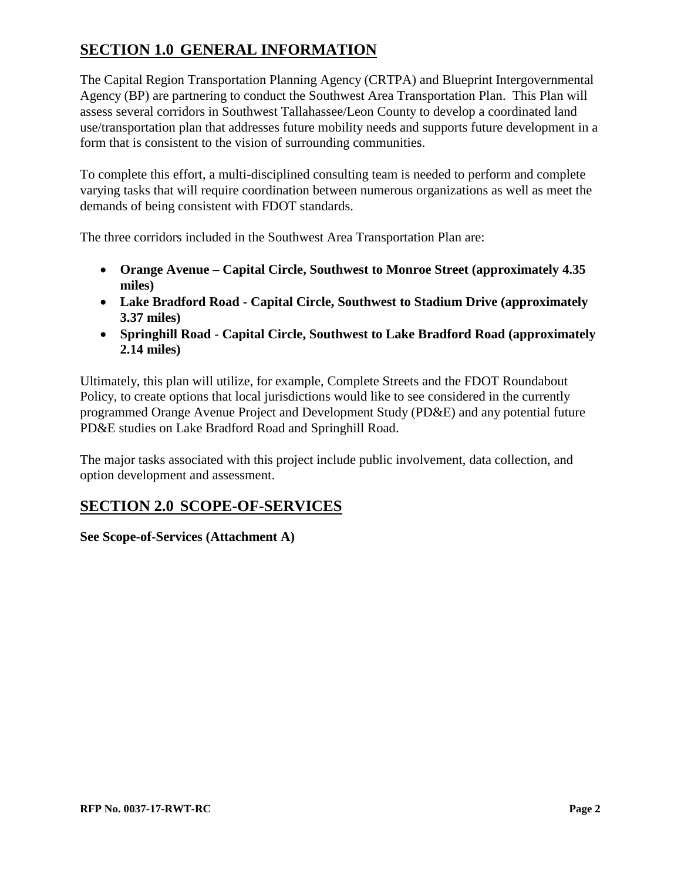## SECTION 1.0 GENERAL INFORMATION

The Capital Region Transportation Planning Agency (CRTPA) and Blueprint Intergovernmental Agency (BP) are partnering to conduct the Southwest Area Transportation Plan. This Plan will assess several corridors in Southwest Tallahassee/Leon County to develop a coordinated land use/transportation plan that addresses future mobility needs and supports future development in a form that is consistent to the vision of surrounding communities.

To complete this effort, a multi-disciplined consulting team is needed to perform and complete varying tasks that will require coordination between numerous organizations as well as meet the demands of being consistent with FDOT standards.

The three corridors included in the Southwest Area Transportation Plan are:

- **Orange Avenue – Capital Circle, Southwest to Monroe Street (approximately 4.35 miles)**
- **Lake Bradford Road - Capital Circle, Southwest to Stadium Drive (approximately 3.37 miles)**
- **Springhill Road - Capital Circle, Southwest to Lake Bradford Road (approximately 2.14 miles)**

Ultimately, this plan will utilize, for example, Complete Streets and the FDOT Roundabout Policy, to create options that local jurisdictions would like to see considered in the currently programmed Orange Avenue Project and Development Study (PD&E) and any potential future PD&E studies on Lake Bradford Road and Springhill Road.

The major tasks associated with this project include public involvement, data collection, and option development and assessment.

## SECTION 2.0 SCOPE-OF-SERVICES

**See Scope-of-Services (Attachment A)**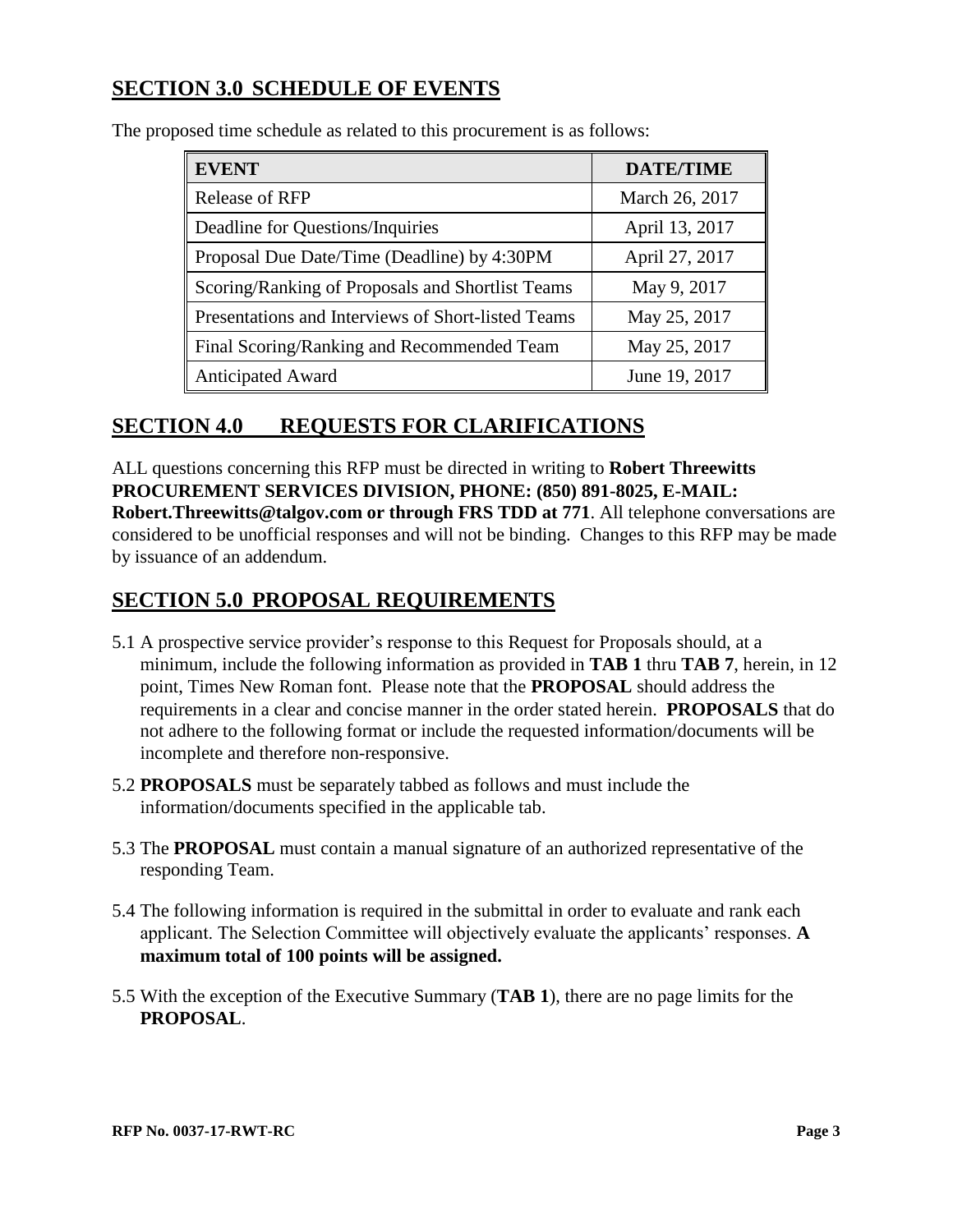## SECTION 3.0 SCHEDULE OF EVENTS

The proposed time schedule as related to this procurement is as follows:

| EVENT | DATE/TIME |
|---|---|
| Release of RFP | March 26, 2017 |
| Deadline for Questions/Inquiries | April 13, 2017 |
| Proposal Due Date/Time (Deadline) by 4:30PM | April 27, 2017 |
| Scoring/Ranking of Proposals and Shortlist Teams | May 9, 2017 |
| Presentations and Interviews of Short-listed Teams | May 25, 2017 |
| Final Scoring/Ranking and Recommended Team | May 25, 2017 |
| Anticipated Award | June 19, 2017 |

## SECTION 4.0 REQUESTS FOR CLARIFICATIONS

ALL questions concerning this RFP must be directed in writing to **Robert Threewitts PROCUREMENT SERVICES DIVISION, PHONE: (850) 891-8025, E-MAIL: Robert.Threewitts@talgov.com or through FRS TDD at 771**. All telephone conversations are considered to be unofficial responses and will not be binding. Changes to this RFP may be made by issuance of an addendum.

## SECTION 5.0 PROPOSAL REQUIREMENTS

5.1 A prospective service provider's response to this Request for Proposals should, at a minimum, include the following information as provided in **TAB 1** thru **TAB 7**, herein, in 12 point, Times New Roman font. Please note that the **PROPOSAL** should address the requirements in a clear and concise manner in the order stated herein. **PROPOSALS** that do not adhere to the following format or include the requested information/documents will be incomplete and therefore non-responsive.

5.2 **PROPOSALS** must be separately tabbed as follows and must include the information/documents specified in the applicable tab.

5.3 The **PROPOSAL** must contain a manual signature of an authorized representative of the responding Team.

5.4 The following information is required in the submittal in order to evaluate and rank each applicant. The Selection Committee will objectively evaluate the applicants' responses. **A maximum total of 100 points will be assigned.**

5.5 With the exception of the Executive Summary (**TAB 1**), there are no page limits for the **PROPOSAL**.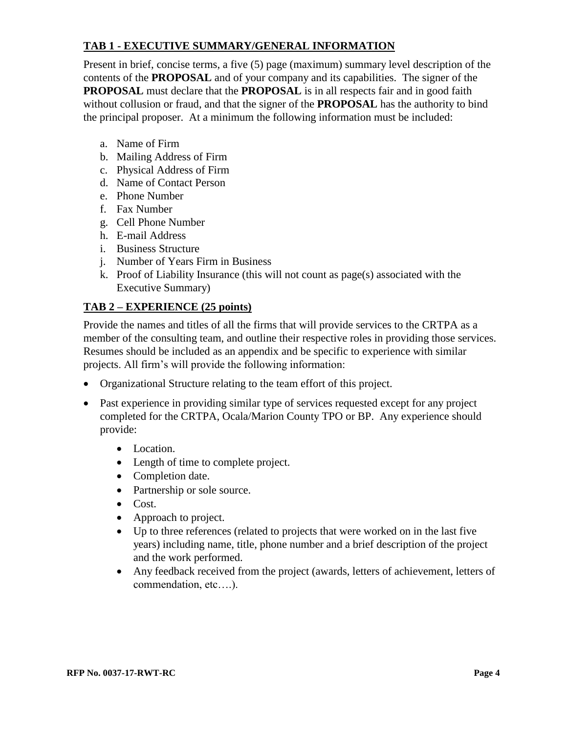## TAB 1 - EXECUTIVE SUMMARY/GENERAL INFORMATION

Present in brief, concise terms, a five (5) page (maximum) summary level description of the contents of the **PROPOSAL** and of your company and its capabilities. The signer of the **PROPOSAL** must declare that the **PROPOSAL** is in all respects fair and in good faith without collusion or fraud, and that the signer of the **PROPOSAL** has the authority to bind the principal proposer. At a minimum the following information must be included:

a. Name of Firm
b. Mailing Address of Firm
c. Physical Address of Firm
d. Name of Contact Person
e. Phone Number
f. Fax Number
g. Cell Phone Number
h. E-mail Address
i. Business Structure
j. Number of Years Firm in Business
k. Proof of Liability Insurance (this will not count as page(s) associated with the Executive Summary)

## TAB 2 – EXPERIENCE (25 points)

Provide the names and titles of all the firms that will provide services to the CRTPA as a member of the consulting team, and outline their respective roles in providing those services. Resumes should be included as an appendix and be specific to experience with similar projects. All firm's will provide the following information:

- Organizational Structure relating to the team effort of this project.
- Past experience in providing similar type of services requested except for any project completed for the CRTPA, Ocala/Marion County TPO or BP. Any experience should provide:
  - Location.
  - Length of time to complete project.
  - Completion date.
  - Partnership or sole source.
  - Cost.
  - Approach to project.
  - Up to three references (related to projects that were worked on in the last five years) including name, title, phone number and a brief description of the project and the work performed.
  - Any feedback received from the project (awards, letters of achievement, letters of commendation, etc….).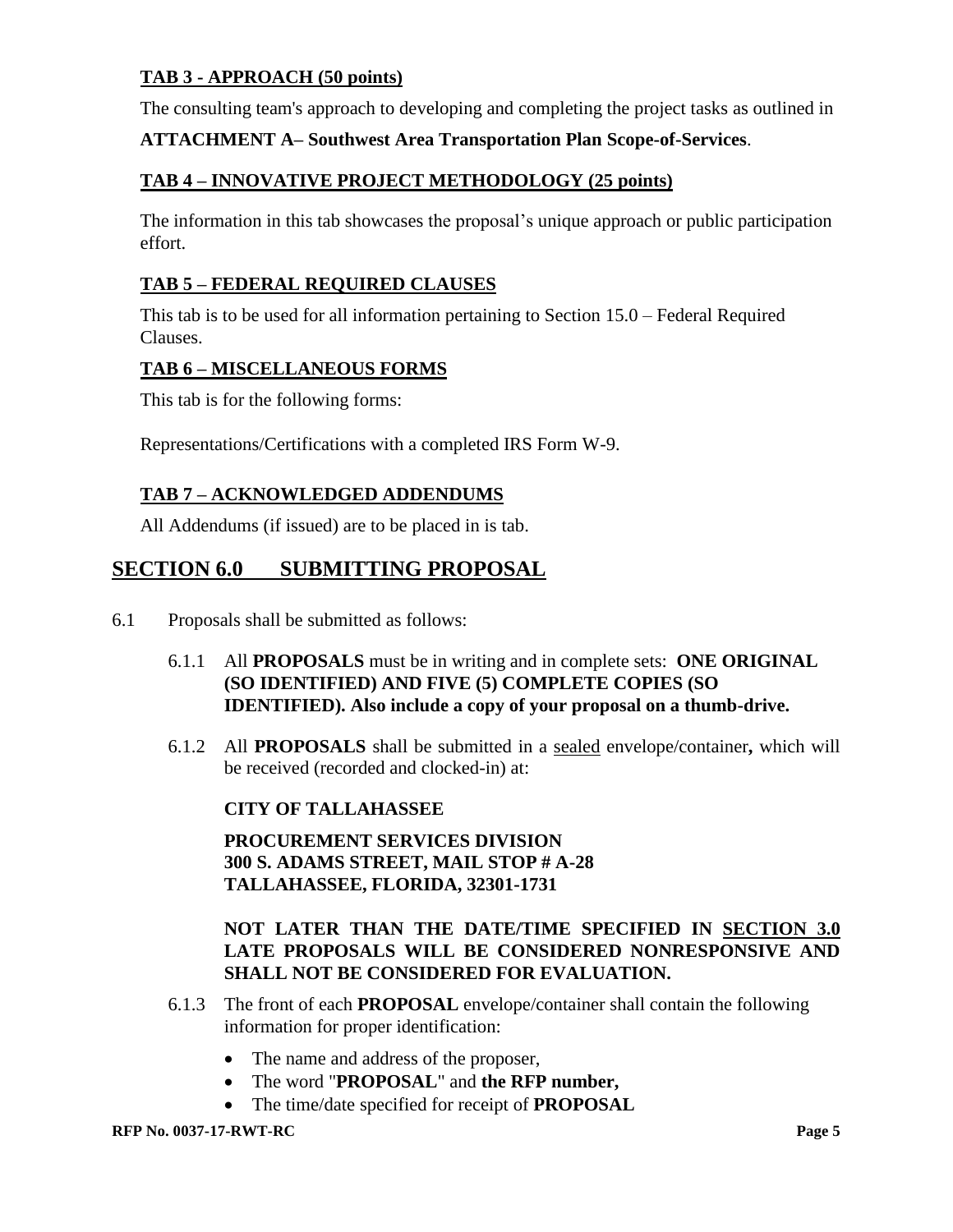**TAB 3 - APPROACH (50 points)**

The consulting team's approach to developing and completing the project tasks as outlined in

**ATTACHMENT A– Southwest Area Transportation Plan Scope-of-Services**.

**TAB 4 – INNOVATIVE PROJECT METHODOLOGY (25 points)**

The information in this tab showcases the proposal's unique approach or public participation effort.

**TAB 5 – FEDERAL REQUIRED CLAUSES**

This tab is to be used for all information pertaining to Section 15.0 – Federal Required Clauses.

**TAB 6 – MISCELLANEOUS FORMS**

This tab is for the following forms:

Representations/Certifications with a completed IRS Form W-9.

**TAB 7 – ACKNOWLEDGED ADDENDUMS**

All Addendums (if issued) are to be placed in is tab.

## SECTION 6.0 SUBMITTING PROPOSAL

6.1 Proposals shall be submitted as follows:

6.1.1 All **PROPOSALS** must be in writing and in complete sets: **ONE ORIGINAL (SO IDENTIFIED) AND FIVE (5) COMPLETE COPIES (SO IDENTIFIED). Also include a copy of your proposal on a thumb-drive.**

6.1.2 All **PROPOSALS** shall be submitted in a sealed envelope/container**,** which will be received (recorded and clocked-in) at:

**CITY OF TALLAHASSEE**

**PROCUREMENT SERVICES DIVISION**
**300 S. ADAMS STREET, MAIL STOP # A-28**
**TALLAHASSEE, FLORIDA, 32301-1731**

**NOT LATER THAN THE DATE/TIME SPECIFIED IN SECTION 3.0 LATE PROPOSALS WILL BE CONSIDERED NONRESPONSIVE AND SHALL NOT BE CONSIDERED FOR EVALUATION.**

6.1.3 The front of each **PROPOSAL** envelope/container shall contain the following information for proper identification:

- The name and address of the proposer,
- The word "**PROPOSAL**" and **the RFP number,**
- The time/date specified for receipt of **PROPOSAL**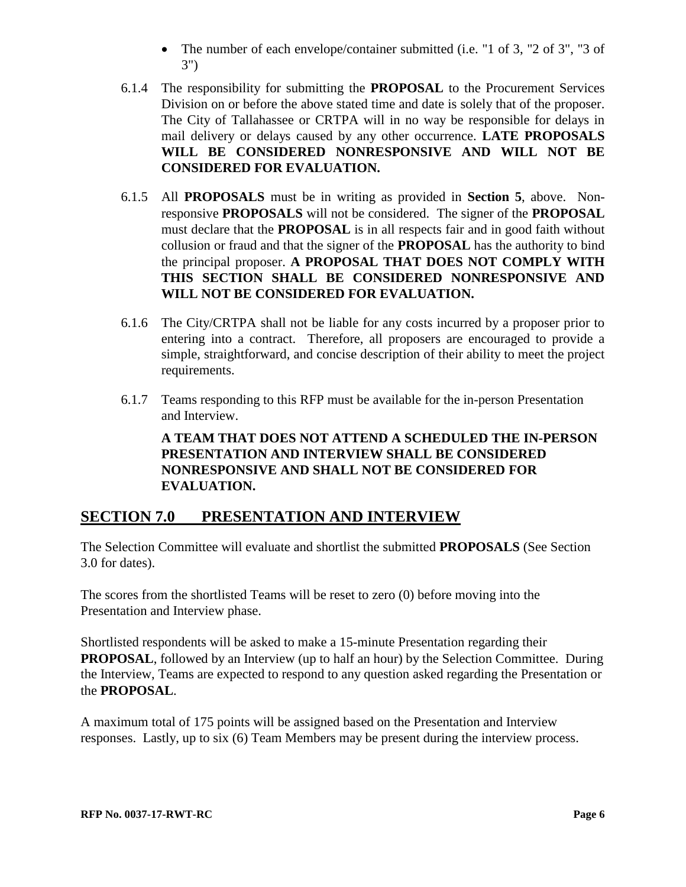- The number of each envelope/container submitted (i.e. "1 of 3, "2 of 3", "3 of 3")

6.1.4 The responsibility for submitting the **PROPOSAL** to the Procurement Services Division on or before the above stated time and date is solely that of the proposer. The City of Tallahassee or CRTPA will in no way be responsible for delays in mail delivery or delays caused by any other occurrence. **LATE PROPOSALS WILL BE CONSIDERED NONRESPONSIVE AND WILL NOT BE CONSIDERED FOR EVALUATION.**

6.1.5 All **PROPOSALS** must be in writing as provided in **Section 5**, above. Non-responsive **PROPOSALS** will not be considered. The signer of the **PROPOSAL** must declare that the **PROPOSAL** is in all respects fair and in good faith without collusion or fraud and that the signer of the **PROPOSAL** has the authority to bind the principal proposer. **A PROPOSAL THAT DOES NOT COMPLY WITH THIS SECTION SHALL BE CONSIDERED NONRESPONSIVE AND WILL NOT BE CONSIDERED FOR EVALUATION.**

6.1.6 The City/CRTPA shall not be liable for any costs incurred by a proposer prior to entering into a contract. Therefore, all proposers are encouraged to provide a simple, straightforward, and concise description of their ability to meet the project requirements.

6.1.7 Teams responding to this RFP must be available for the in-person Presentation and Interview.

**A TEAM THAT DOES NOT ATTEND A SCHEDULED THE IN-PERSON PRESENTATION AND INTERVIEW SHALL BE CONSIDERED NONRESPONSIVE AND SHALL NOT BE CONSIDERED FOR EVALUATION.**

## SECTION 7.0 PRESENTATION AND INTERVIEW

The Selection Committee will evaluate and shortlist the submitted **PROPOSALS** (See Section 3.0 for dates).

The scores from the shortlisted Teams will be reset to zero (0) before moving into the Presentation and Interview phase.

Shortlisted respondents will be asked to make a 15-minute Presentation regarding their **PROPOSAL**, followed by an Interview (up to half an hour) by the Selection Committee. During the Interview, Teams are expected to respond to any question asked regarding the Presentation or the **PROPOSAL**.

A maximum total of 175 points will be assigned based on the Presentation and Interview responses. Lastly, up to six (6) Team Members may be present during the interview process.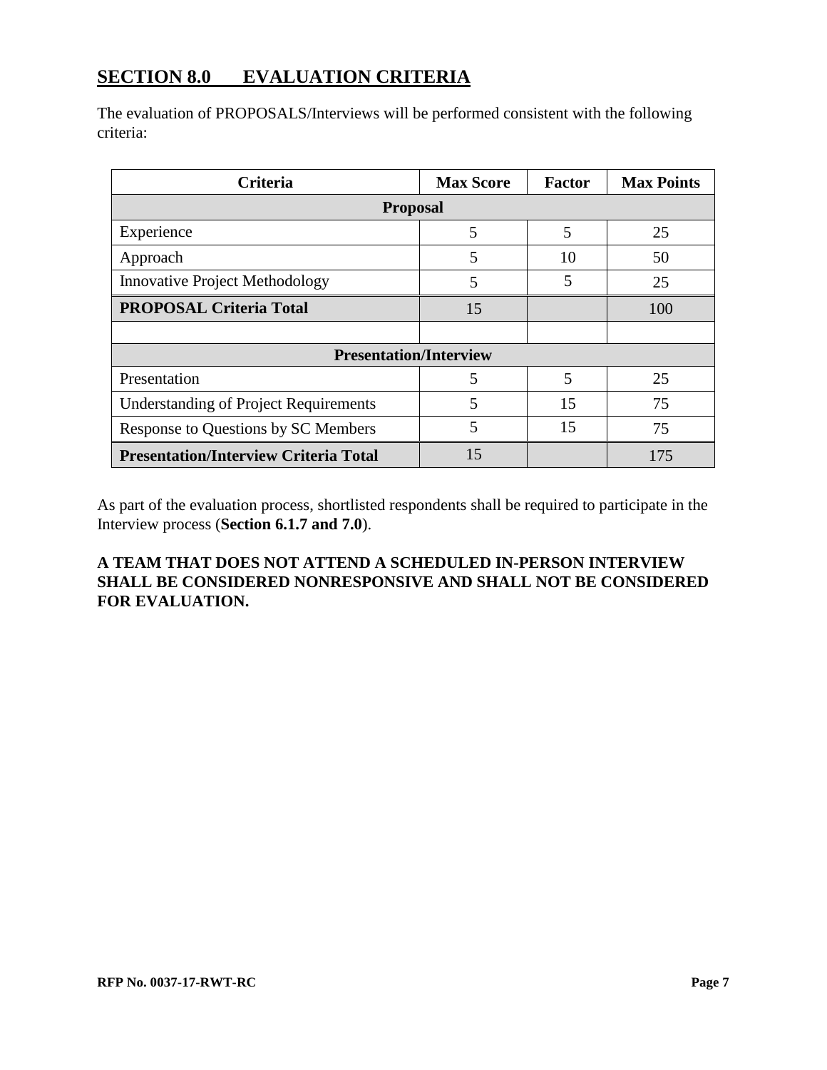## SECTION 8.0 EVALUATION CRITERIA

The evaluation of PROPOSALS/Interviews will be performed consistent with the following criteria:

| Criteria | Max Score | Factor | Max Points |
|---|---|---|---|
| **Proposal** | | | |
| Experience | 5 | 5 | 25 |
| Approach | 5 | 10 | 50 |
| Innovative Project Methodology | 5 | 5 | 25 |
| **PROPOSAL Criteria Total** | 15 | | 100 |
| | | | |
| **Presentation/Interview** | | | |
| Presentation | 5 | 5 | 25 |
| Understanding of Project Requirements | 5 | 15 | 75 |
| Response to Questions by SC Members | 5 | 15 | 75 |
| **Presentation/Interview Criteria Total** | 15 | | 175 |

As part of the evaluation process, shortlisted respondents shall be required to participate in the Interview process (**Section 6.1.7 and 7.0**).

**A TEAM THAT DOES NOT ATTEND A SCHEDULED IN-PERSON INTERVIEW SHALL BE CONSIDERED NONRESPONSIVE AND SHALL NOT BE CONSIDERED FOR EVALUATION.**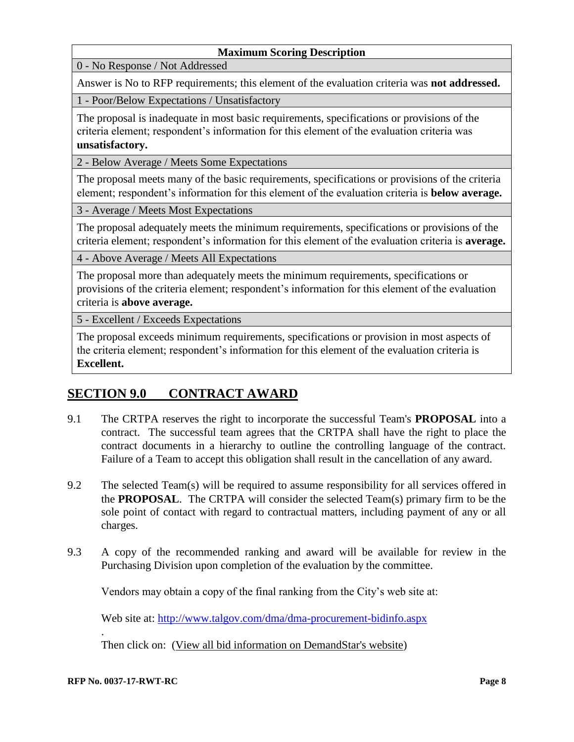| Maximum Scoring Description |
| --- |
| 0 - No Response / Not Addressed |
| Answer is No to RFP requirements; this element of the evaluation criteria was **not addressed.** |
| 1 - Poor/Below Expectations / Unsatisfactory |
| The proposal is inadequate in most basic requirements, specifications or provisions of the criteria element; respondent's information for this element of the evaluation criteria was **unsatisfactory.** |
| 2 - Below Average / Meets Some Expectations |
| The proposal meets many of the basic requirements, specifications or provisions of the criteria element; respondent's information for this element of the evaluation criteria is **below average.** |
| 3 - Average / Meets Most Expectations |
| The proposal adequately meets the minimum requirements, specifications or provisions of the criteria element; respondent's information for this element of the evaluation criteria is **average.** |
| 4 - Above Average / Meets All Expectations |
| The proposal more than adequately meets the minimum requirements, specifications or provisions of the criteria element; respondent's information for this element of the evaluation criteria is **above average.** |
| 5 - Excellent / Exceeds Expectations |
| The proposal exceeds minimum requirements, specifications or provision in most aspects of the criteria element; respondent's information for this element of the evaluation criteria is **Excellent.** |

## SECTION 9.0 CONTRACT AWARD

9.1 The CRTPA reserves the right to incorporate the successful Team's **PROPOSAL** into a contract. The successful team agrees that the CRTPA shall have the right to place the contract documents in a hierarchy to outline the controlling language of the contract. Failure of a Team to accept this obligation shall result in the cancellation of any award.

9.2 The selected Team(s) will be required to assume responsibility for all services offered in the **PROPOSAL**. The CRTPA will consider the selected Team(s) primary firm to be the sole point of contact with regard to contractual matters, including payment of any or all charges.

9.3 A copy of the recommended ranking and award will be available for review in the Purchasing Division upon completion of the evaluation by the committee.

Vendors may obtain a copy of the final ranking from the City's web site at:

Web site at: http://www.talgov.com/dma/dma-procurement-bidinfo.aspx

.

Then click on: (View all bid information on DemandStar's website)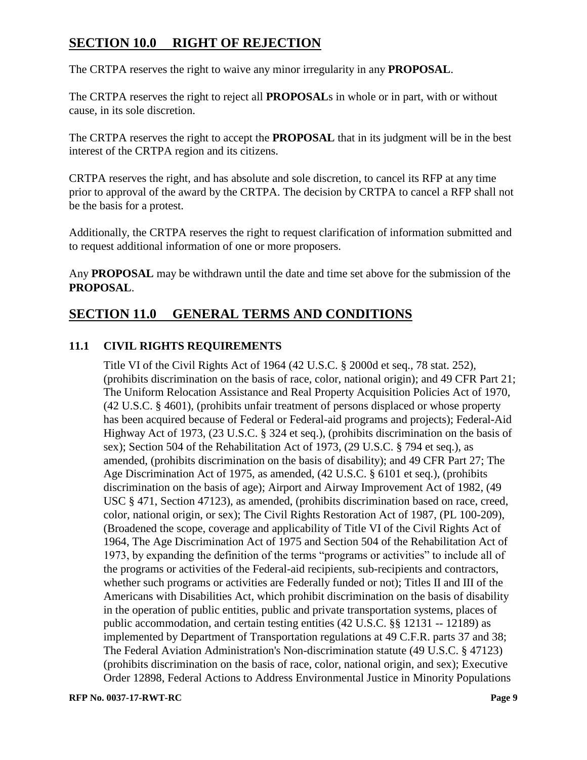## SECTION 10.0 RIGHT OF REJECTION

The CRTPA reserves the right to waive any minor irregularity in any **PROPOSAL**.

The CRTPA reserves the right to reject all **PROPOSAL**s in whole or in part, with or without cause, in its sole discretion.

The CRTPA reserves the right to accept the **PROPOSAL** that in its judgment will be in the best interest of the CRTPA region and its citizens.

CRTPA reserves the right, and has absolute and sole discretion, to cancel its RFP at any time prior to approval of the award by the CRTPA. The decision by CRTPA to cancel a RFP shall not be the basis for a protest.

Additionally, the CRTPA reserves the right to request clarification of information submitted and to request additional information of one or more proposers.

Any **PROPOSAL** may be withdrawn until the date and time set above for the submission of the **PROPOSAL**.

## SECTION 11.0 GENERAL TERMS AND CONDITIONS

### 11.1 CIVIL RIGHTS REQUIREMENTS

Title VI of the Civil Rights Act of 1964 (42 U.S.C. § 2000d et seq., 78 stat. 252), (prohibits discrimination on the basis of race, color, national origin); and 49 CFR Part 21; The Uniform Relocation Assistance and Real Property Acquisition Policies Act of 1970, (42 U.S.C. § 4601), (prohibits unfair treatment of persons displaced or whose property has been acquired because of Federal or Federal-aid programs and projects); Federal-Aid Highway Act of 1973, (23 U.S.C. § 324 et seq.), (prohibits discrimination on the basis of sex); Section 504 of the Rehabilitation Act of 1973, (29 U.S.C. § 794 et seq.), as amended, (prohibits discrimination on the basis of disability); and 49 CFR Part 27; The Age Discrimination Act of 1975, as amended, (42 U.S.C. § 6101 et seq.), (prohibits discrimination on the basis of age); Airport and Airway Improvement Act of 1982, (49 USC § 471, Section 47123), as amended, (prohibits discrimination based on race, creed, color, national origin, or sex); The Civil Rights Restoration Act of 1987, (PL 100-209), (Broadened the scope, coverage and applicability of Title VI of the Civil Rights Act of 1964, The Age Discrimination Act of 1975 and Section 504 of the Rehabilitation Act of 1973, by expanding the definition of the terms "programs or activities" to include all of the programs or activities of the Federal-aid recipients, sub-recipients and contractors, whether such programs or activities are Federally funded or not); Titles II and III of the Americans with Disabilities Act, which prohibit discrimination on the basis of disability in the operation of public entities, public and private transportation systems, places of public accommodation, and certain testing entities (42 U.S.C. §§ 12131 -- 12189) as implemented by Department of Transportation regulations at 49 C.F.R. parts 37 and 38; The Federal Aviation Administration's Non-discrimination statute (49 U.S.C. § 47123) (prohibits discrimination on the basis of race, color, national origin, and sex); Executive Order 12898, Federal Actions to Address Environmental Justice in Minority Populations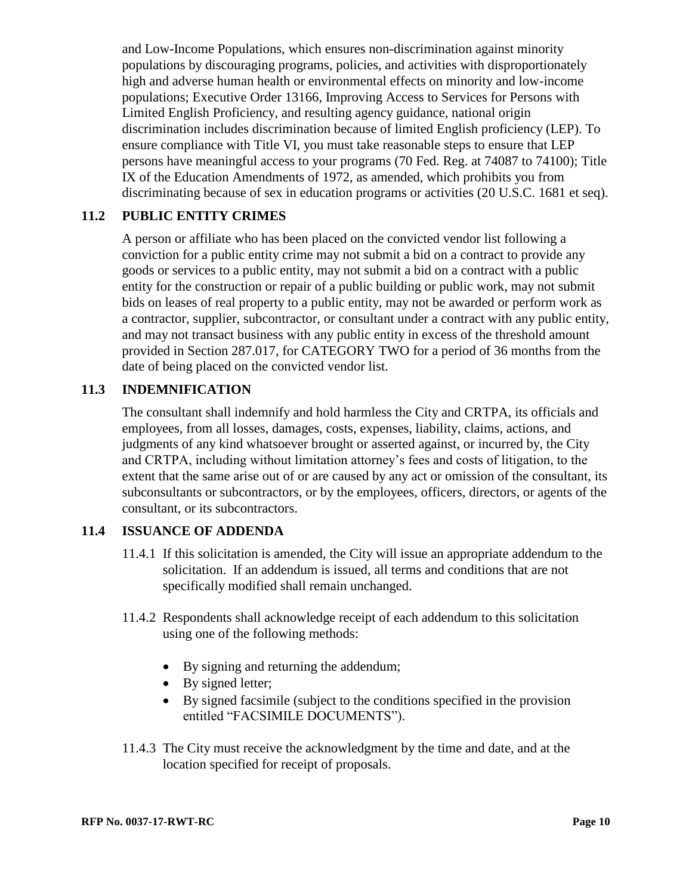and Low-Income Populations, which ensures non-discrimination against minority populations by discouraging programs, policies, and activities with disproportionately high and adverse human health or environmental effects on minority and low-income populations; Executive Order 13166, Improving Access to Services for Persons with Limited English Proficiency, and resulting agency guidance, national origin discrimination includes discrimination because of limited English proficiency (LEP). To ensure compliance with Title VI, you must take reasonable steps to ensure that LEP persons have meaningful access to your programs (70 Fed. Reg. at 74087 to 74100); Title IX of the Education Amendments of 1972, as amended, which prohibits you from discriminating because of sex in education programs or activities (20 U.S.C. 1681 et seq).

### 11.2 PUBLIC ENTITY CRIMES

A person or affiliate who has been placed on the convicted vendor list following a conviction for a public entity crime may not submit a bid on a contract to provide any goods or services to a public entity, may not submit a bid on a contract with a public entity for the construction or repair of a public building or public work, may not submit bids on leases of real property to a public entity, may not be awarded or perform work as a contractor, supplier, subcontractor, or consultant under a contract with any public entity, and may not transact business with any public entity in excess of the threshold amount provided in Section 287.017, for CATEGORY TWO for a period of 36 months from the date of being placed on the convicted vendor list.

### 11.3 INDEMNIFICATION

The consultant shall indemnify and hold harmless the City and CRTPA, its officials and employees, from all losses, damages, costs, expenses, liability, claims, actions, and judgments of any kind whatsoever brought or asserted against, or incurred by, the City and CRTPA, including without limitation attorney's fees and costs of litigation, to the extent that the same arise out of or are caused by any act or omission of the consultant, its subconsultants or subcontractors, or by the employees, officers, directors, or agents of the consultant, or its subcontractors.

### 11.4 ISSUANCE OF ADDENDA

11.4.1 If this solicitation is amended, the City will issue an appropriate addendum to the solicitation. If an addendum is issued, all terms and conditions that are not specifically modified shall remain unchanged.

11.4.2 Respondents shall acknowledge receipt of each addendum to this solicitation using one of the following methods:

- By signing and returning the addendum;
- By signed letter;
- By signed facsimile (subject to the conditions specified in the provision entitled "FACSIMILE DOCUMENTS").

11.4.3 The City must receive the acknowledgment by the time and date, and at the location specified for receipt of proposals.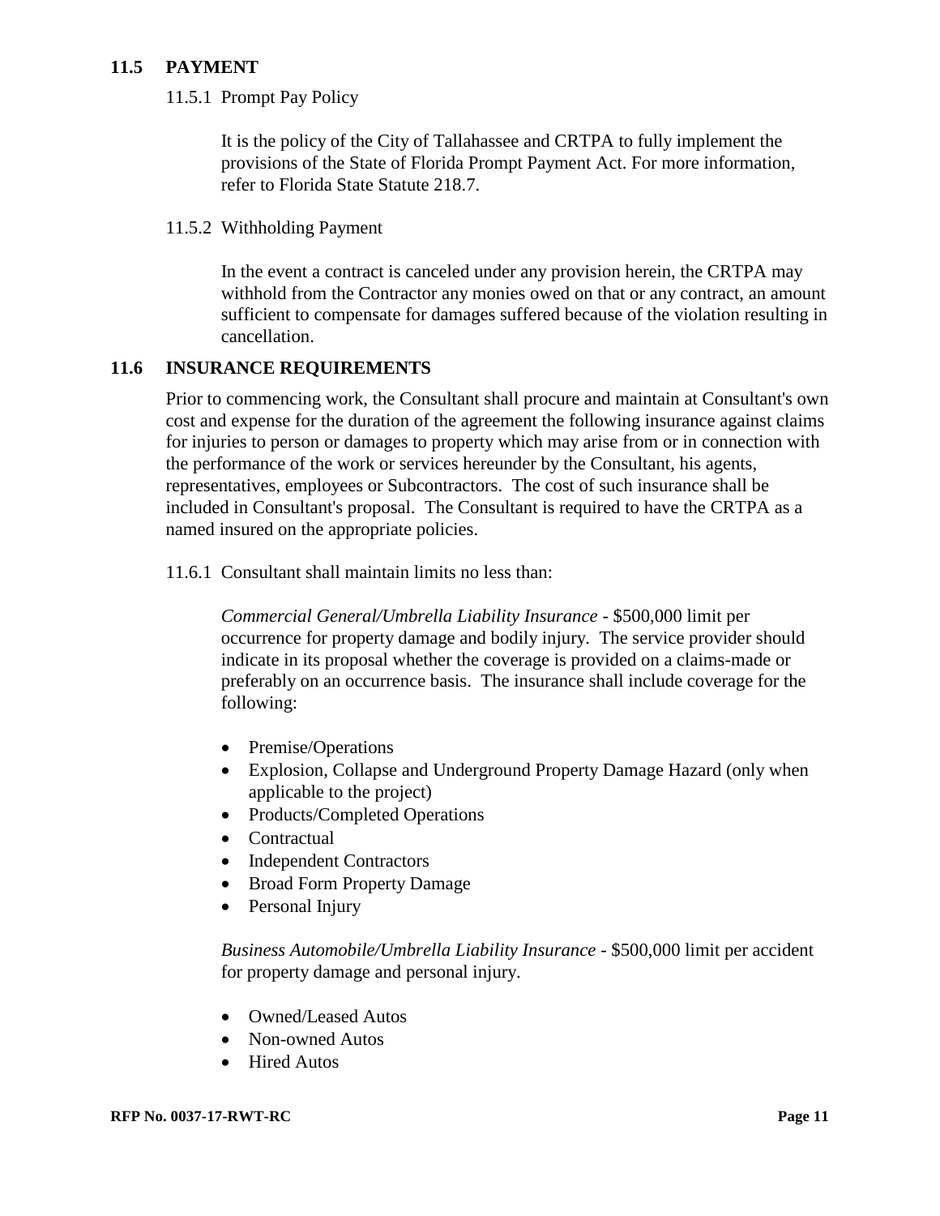## 11.5 PAYMENT

### 11.5.1 Prompt Pay Policy

It is the policy of the City of Tallahassee and CRTPA to fully implement the provisions of the State of Florida Prompt Payment Act. For more information, refer to Florida State Statute 218.7.

### 11.5.2 Withholding Payment

In the event a contract is canceled under any provision herein, the CRTPA may withhold from the Contractor any monies owed on that or any contract, an amount sufficient to compensate for damages suffered because of the violation resulting in cancellation.

## 11.6 INSURANCE REQUIREMENTS

Prior to commencing work, the Consultant shall procure and maintain at Consultant's own cost and expense for the duration of the agreement the following insurance against claims for injuries to person or damages to property which may arise from or in connection with the performance of the work or services hereunder by the Consultant, his agents, representatives, employees or Subcontractors. The cost of such insurance shall be included in Consultant's proposal. The Consultant is required to have the CRTPA as a named insured on the appropriate policies.

11.6.1 Consultant shall maintain limits no less than:

*Commercial General/Umbrella Liability Insurance* - $500,000 limit per occurrence for property damage and bodily injury. The service provider should indicate in its proposal whether the coverage is provided on a claims-made or preferably on an occurrence basis. The insurance shall include coverage for the following:

- Premise/Operations
- Explosion, Collapse and Underground Property Damage Hazard (only when applicable to the project)
- Products/Completed Operations
- Contractual
- Independent Contractors
- Broad Form Property Damage
- Personal Injury

*Business Automobile/Umbrella Liability Insurance* - $500,000 limit per accident for property damage and personal injury.

- Owned/Leased Autos
- Non-owned Autos
- Hired Autos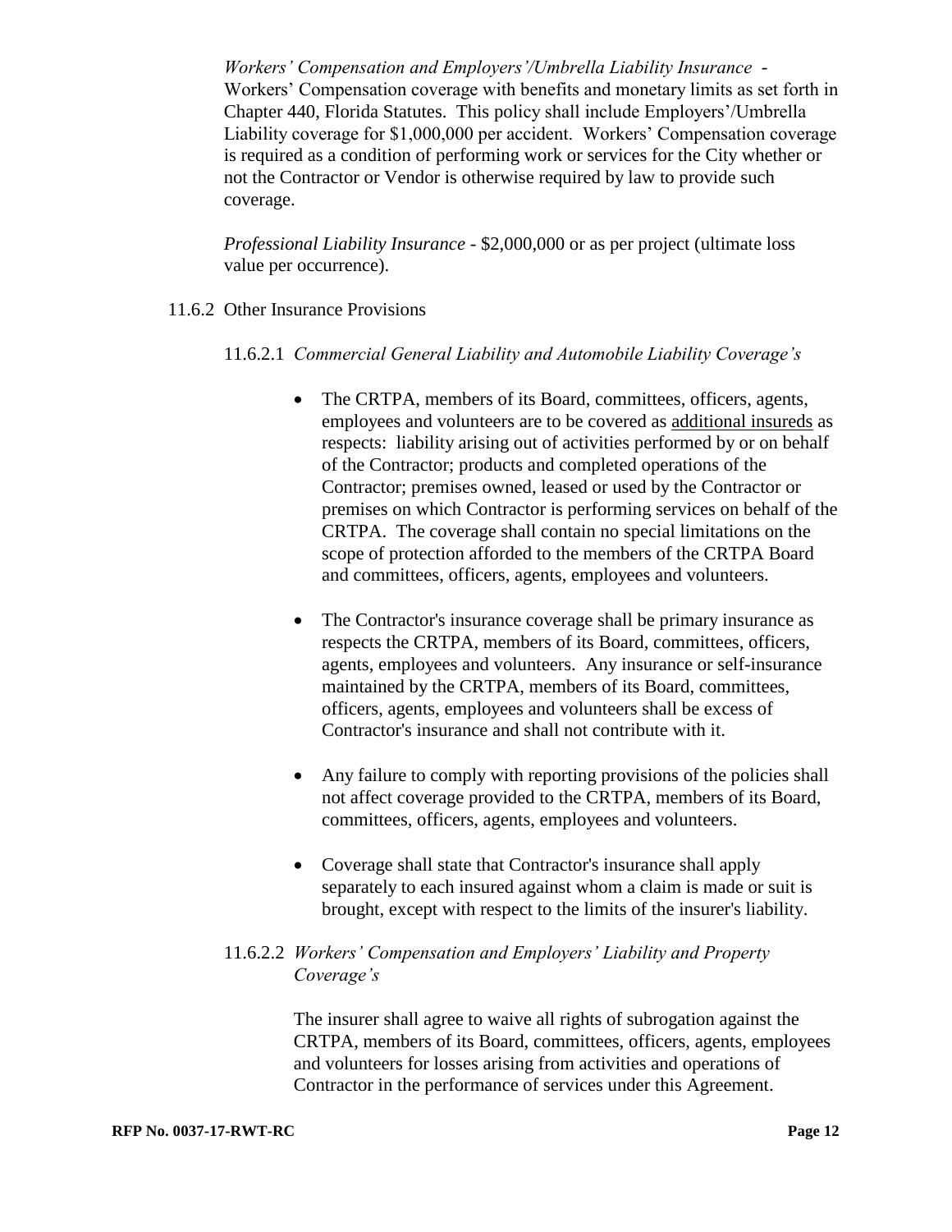*Workers' Compensation and Employers'/Umbrella Liability Insurance* - Workers' Compensation coverage with benefits and monetary limits as set forth in Chapter 440, Florida Statutes. This policy shall include Employers'/Umbrella Liability coverage for $1,000,000 per accident. Workers' Compensation coverage is required as a condition of performing work or services for the City whether or not the Contractor or Vendor is otherwise required by law to provide such coverage.

*Professional Liability Insurance* - $2,000,000 or as per project (ultimate loss value per occurrence).

11.6.2 Other Insurance Provisions

11.6.2.1 *Commercial General Liability and Automobile Liability Coverage's*

- The CRTPA, members of its Board, committees, officers, agents, employees and volunteers are to be covered as <u>additional insureds</u> as respects: liability arising out of activities performed by or on behalf of the Contractor; products and completed operations of the Contractor; premises owned, leased or used by the Contractor or premises on which Contractor is performing services on behalf of the CRTPA. The coverage shall contain no special limitations on the scope of protection afforded to the members of the CRTPA Board and committees, officers, agents, employees and volunteers.

- The Contractor's insurance coverage shall be primary insurance as respects the CRTPA, members of its Board, committees, officers, agents, employees and volunteers. Any insurance or self-insurance maintained by the CRTPA, members of its Board, committees, officers, agents, employees and volunteers shall be excess of Contractor's insurance and shall not contribute with it.

- Any failure to comply with reporting provisions of the policies shall not affect coverage provided to the CRTPA, members of its Board, committees, officers, agents, employees and volunteers.

- Coverage shall state that Contractor's insurance shall apply separately to each insured against whom a claim is made or suit is brought, except with respect to the limits of the insurer's liability.

11.6.2.2 *Workers' Compensation and Employers' Liability and Property Coverage's*

The insurer shall agree to waive all rights of subrogation against the CRTPA, members of its Board, committees, officers, agents, employees and volunteers for losses arising from activities and operations of Contractor in the performance of services under this Agreement.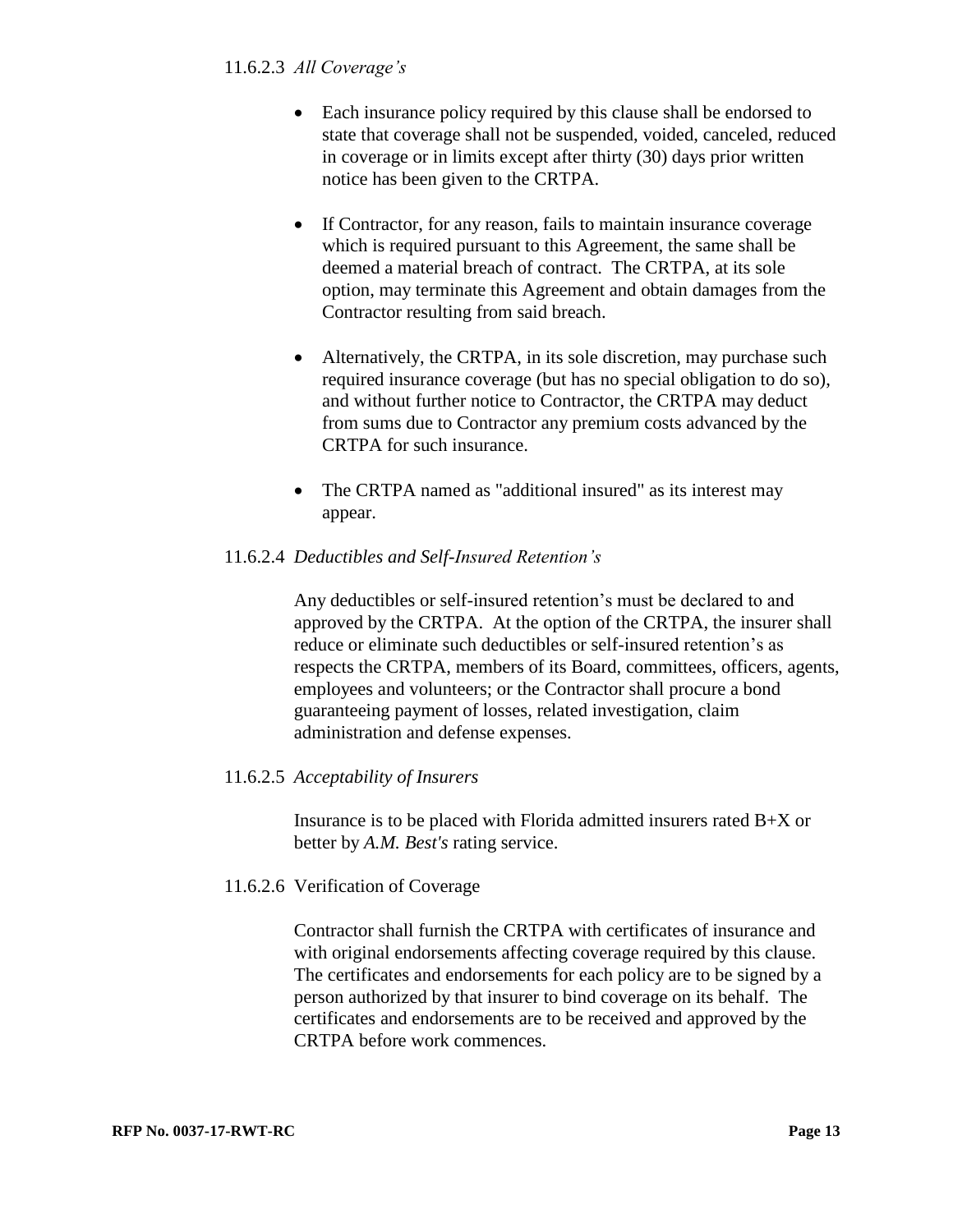#### 11.6.2.3 *All Coverage's*

- Each insurance policy required by this clause shall be endorsed to state that coverage shall not be suspended, voided, canceled, reduced in coverage or in limits except after thirty (30) days prior written notice has been given to the CRTPA.

- If Contractor, for any reason, fails to maintain insurance coverage which is required pursuant to this Agreement, the same shall be deemed a material breach of contract. The CRTPA, at its sole option, may terminate this Agreement and obtain damages from the Contractor resulting from said breach.

- Alternatively, the CRTPA, in its sole discretion, may purchase such required insurance coverage (but has no special obligation to do so), and without further notice to Contractor, the CRTPA may deduct from sums due to Contractor any premium costs advanced by the CRTPA for such insurance.

- The CRTPA named as "additional insured" as its interest may appear.

#### 11.6.2.4 *Deductibles and Self-Insured Retention's*

Any deductibles or self-insured retention's must be declared to and approved by the CRTPA. At the option of the CRTPA, the insurer shall reduce or eliminate such deductibles or self-insured retention's as respects the CRTPA, members of its Board, committees, officers, agents, employees and volunteers; or the Contractor shall procure a bond guaranteeing payment of losses, related investigation, claim administration and defense expenses.

#### 11.6.2.5 *Acceptability of Insurers*

Insurance is to be placed with Florida admitted insurers rated B+X or better by *A.M. Best's* rating service.

#### 11.6.2.6 Verification of Coverage

Contractor shall furnish the CRTPA with certificates of insurance and with original endorsements affecting coverage required by this clause. The certificates and endorsements for each policy are to be signed by a person authorized by that insurer to bind coverage on its behalf. The certificates and endorsements are to be received and approved by the CRTPA before work commences.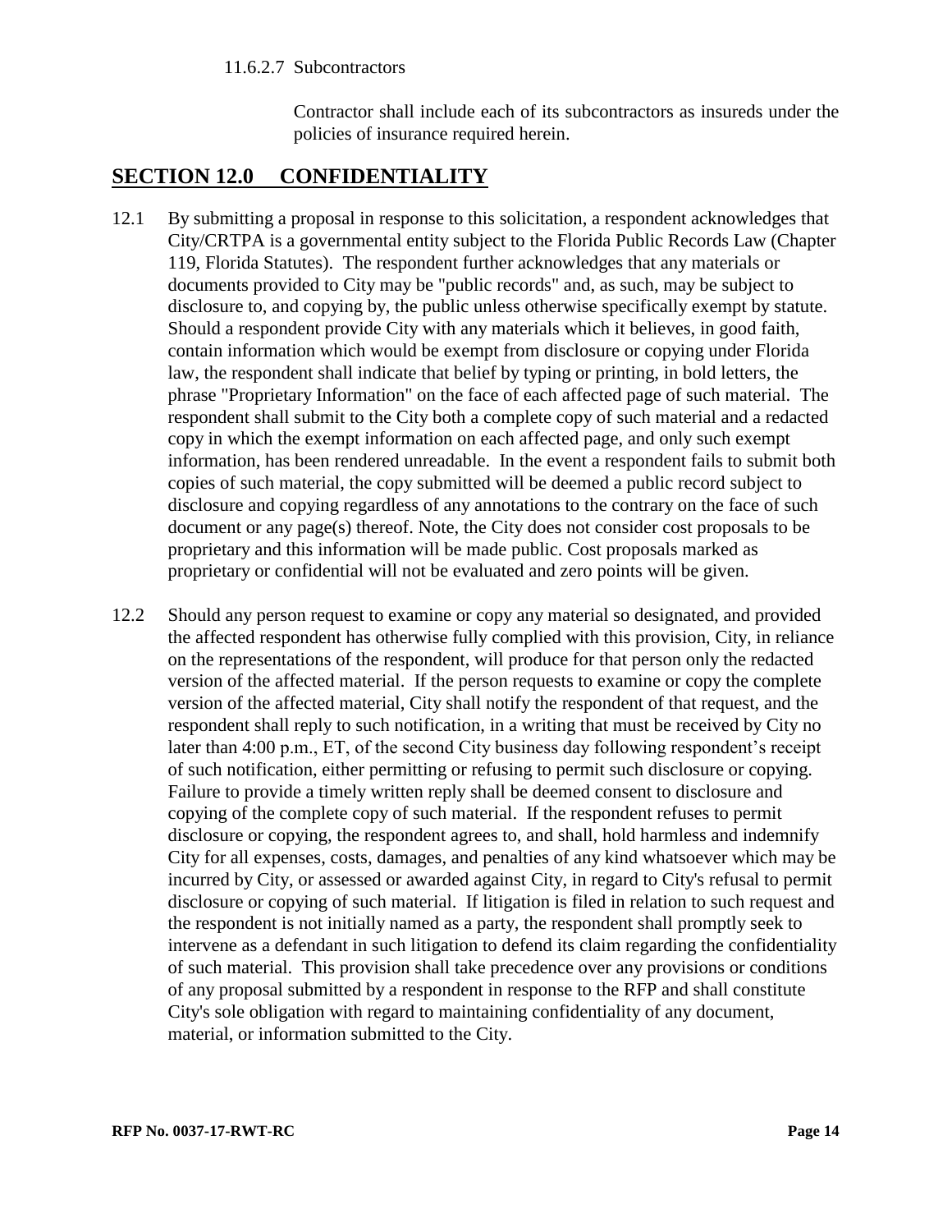11.6.2.7 Subcontractors

Contractor shall include each of its subcontractors as insureds under the policies of insurance required herein.

## SECTION 12.0 CONFIDENTIALITY

12.1 By submitting a proposal in response to this solicitation, a respondent acknowledges that City/CRTPA is a governmental entity subject to the Florida Public Records Law (Chapter 119, Florida Statutes). The respondent further acknowledges that any materials or documents provided to City may be "public records" and, as such, may be subject to disclosure to, and copying by, the public unless otherwise specifically exempt by statute. Should a respondent provide City with any materials which it believes, in good faith, contain information which would be exempt from disclosure or copying under Florida law, the respondent shall indicate that belief by typing or printing, in bold letters, the phrase "Proprietary Information" on the face of each affected page of such material. The respondent shall submit to the City both a complete copy of such material and a redacted copy in which the exempt information on each affected page, and only such exempt information, has been rendered unreadable. In the event a respondent fails to submit both copies of such material, the copy submitted will be deemed a public record subject to disclosure and copying regardless of any annotations to the contrary on the face of such document or any page(s) thereof. Note, the City does not consider cost proposals to be proprietary and this information will be made public. Cost proposals marked as proprietary or confidential will not be evaluated and zero points will be given.

12.2 Should any person request to examine or copy any material so designated, and provided the affected respondent has otherwise fully complied with this provision, City, in reliance on the representations of the respondent, will produce for that person only the redacted version of the affected material. If the person requests to examine or copy the complete version of the affected material, City shall notify the respondent of that request, and the respondent shall reply to such notification, in a writing that must be received by City no later than 4:00 p.m., ET, of the second City business day following respondent's receipt of such notification, either permitting or refusing to permit such disclosure or copying. Failure to provide a timely written reply shall be deemed consent to disclosure and copying of the complete copy of such material. If the respondent refuses to permit disclosure or copying, the respondent agrees to, and shall, hold harmless and indemnify City for all expenses, costs, damages, and penalties of any kind whatsoever which may be incurred by City, or assessed or awarded against City, in regard to City's refusal to permit disclosure or copying of such material. If litigation is filed in relation to such request and the respondent is not initially named as a party, the respondent shall promptly seek to intervene as a defendant in such litigation to defend its claim regarding the confidentiality of such material. This provision shall take precedence over any provisions or conditions of any proposal submitted by a respondent in response to the RFP and shall constitute City's sole obligation with regard to maintaining confidentiality of any document, material, or information submitted to the City.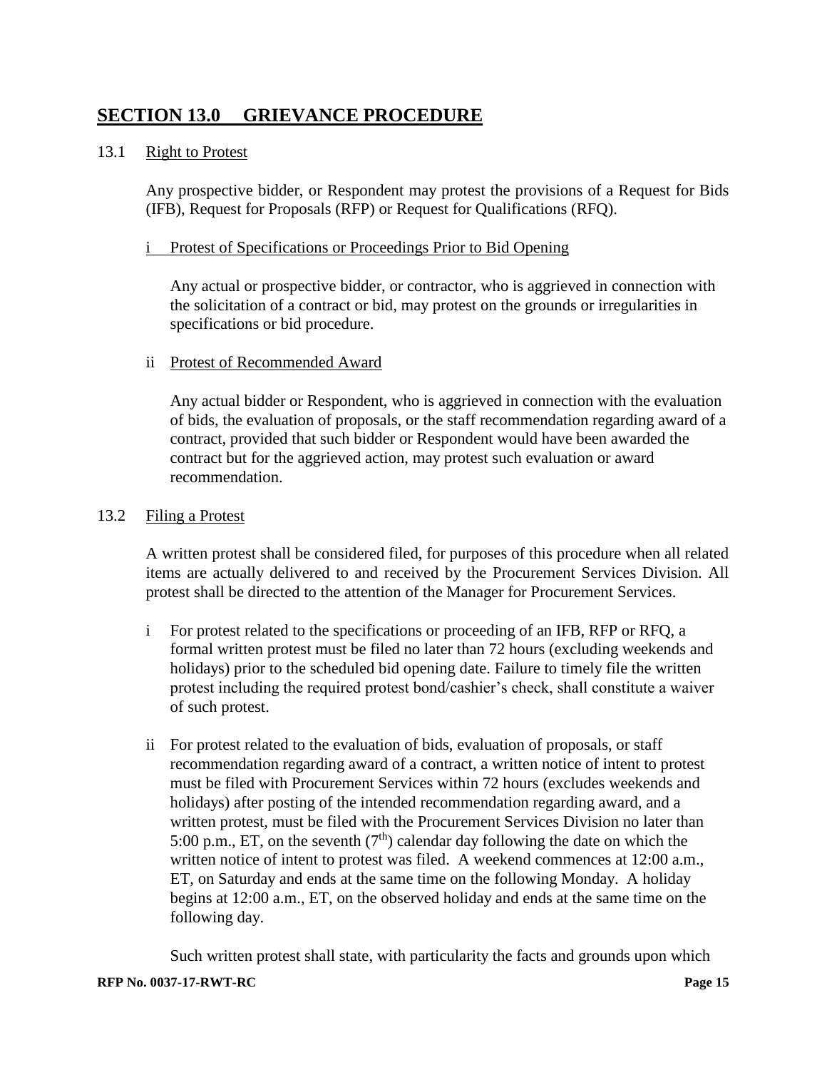## SECTION 13.0 GRIEVANCE PROCEDURE

13.1 Right to Protest

Any prospective bidder, or Respondent may protest the provisions of a Request for Bids (IFB), Request for Proposals (RFP) or Request for Qualifications (RFQ).

i Protest of Specifications or Proceedings Prior to Bid Opening

Any actual or prospective bidder, or contractor, who is aggrieved in connection with the solicitation of a contract or bid, may protest on the grounds or irregularities in specifications or bid procedure.

ii Protest of Recommended Award

Any actual bidder or Respondent, who is aggrieved in connection with the evaluation of bids, the evaluation of proposals, or the staff recommendation regarding award of a contract, provided that such bidder or Respondent would have been awarded the contract but for the aggrieved action, may protest such evaluation or award recommendation.

13.2 Filing a Protest

A written protest shall be considered filed, for purposes of this procedure when all related items are actually delivered to and received by the Procurement Services Division. All protest shall be directed to the attention of the Manager for Procurement Services.

i For protest related to the specifications or proceeding of an IFB, RFP or RFQ, a formal written protest must be filed no later than 72 hours (excluding weekends and holidays) prior to the scheduled bid opening date. Failure to timely file the written protest including the required protest bond/cashier's check, shall constitute a waiver of such protest.

ii For protest related to the evaluation of bids, evaluation of proposals, or staff recommendation regarding award of a contract, a written notice of intent to protest must be filed with Procurement Services within 72 hours (excludes weekends and holidays) after posting of the intended recommendation regarding award, and a written protest, must be filed with the Procurement Services Division no later than 5:00 p.m., ET, on the seventh (7th) calendar day following the date on which the written notice of intent to protest was filed. A weekend commences at 12:00 a.m., ET, on Saturday and ends at the same time on the following Monday. A holiday begins at 12:00 a.m., ET, on the observed holiday and ends at the same time on the following day.

Such written protest shall state, with particularity the facts and grounds upon which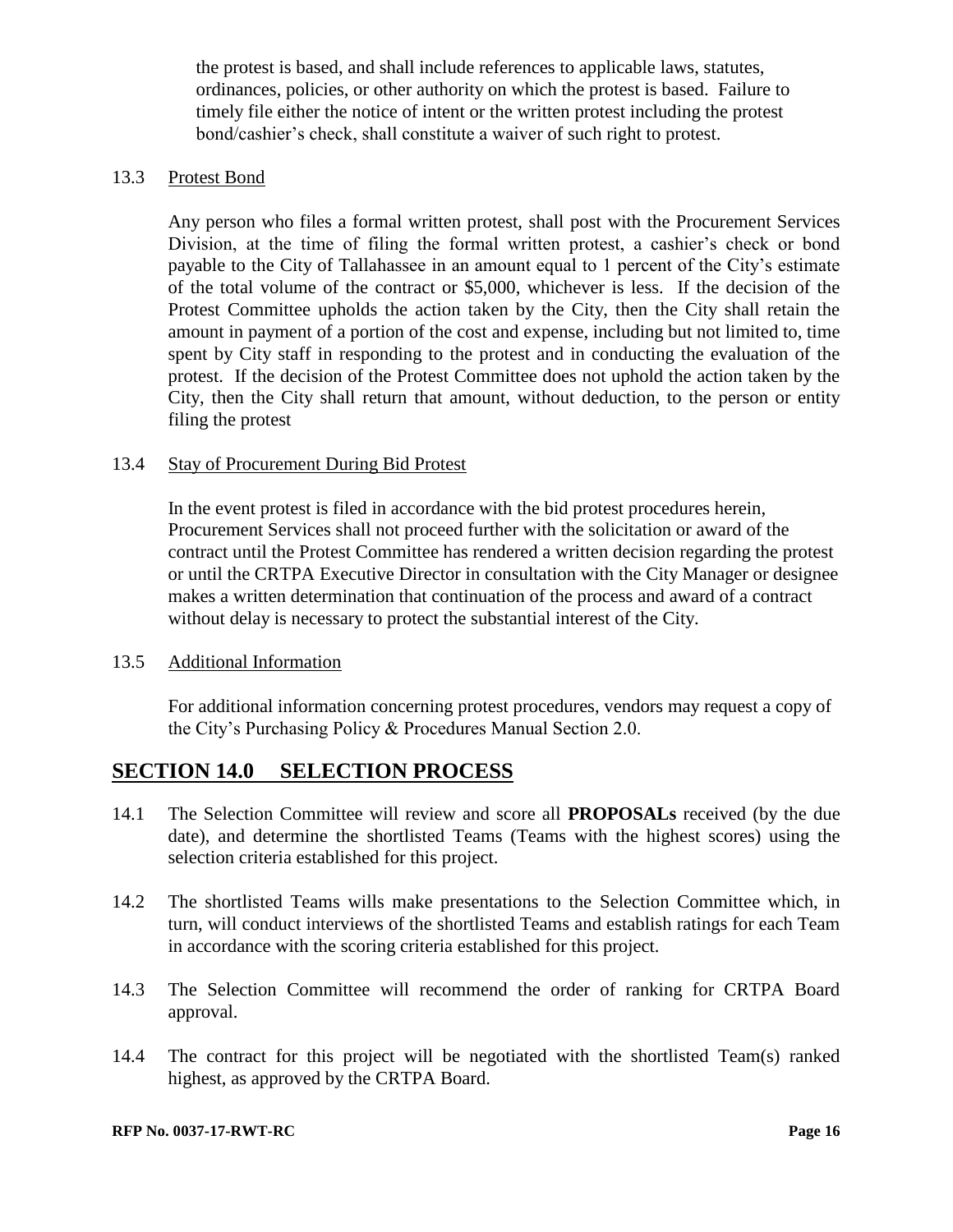the protest is based, and shall include references to applicable laws, statutes, ordinances, policies, or other authority on which the protest is based. Failure to timely file either the notice of intent or the written protest including the protest bond/cashier's check, shall constitute a waiver of such right to protest.

13.3 Protest Bond

Any person who files a formal written protest, shall post with the Procurement Services Division, at the time of filing the formal written protest, a cashier's check or bond payable to the City of Tallahassee in an amount equal to 1 percent of the City's estimate of the total volume of the contract or $5,000, whichever is less. If the decision of the Protest Committee upholds the action taken by the City, then the City shall retain the amount in payment of a portion of the cost and expense, including but not limited to, time spent by City staff in responding to the protest and in conducting the evaluation of the protest. If the decision of the Protest Committee does not uphold the action taken by the City, then the City shall return that amount, without deduction, to the person or entity filing the protest

13.4 Stay of Procurement During Bid Protest

In the event protest is filed in accordance with the bid protest procedures herein, Procurement Services shall not proceed further with the solicitation or award of the contract until the Protest Committee has rendered a written decision regarding the protest or until the CRTPA Executive Director in consultation with the City Manager or designee makes a written determination that continuation of the process and award of a contract without delay is necessary to protect the substantial interest of the City.

13.5 Additional Information

For additional information concerning protest procedures, vendors may request a copy of the City's Purchasing Policy & Procedures Manual Section 2.0.

## SECTION 14.0 SELECTION PROCESS

14.1 The Selection Committee will review and score all **PROPOSALs** received (by the due date), and determine the shortlisted Teams (Teams with the highest scores) using the selection criteria established for this project.

14.2 The shortlisted Teams wills make presentations to the Selection Committee which, in turn, will conduct interviews of the shortlisted Teams and establish ratings for each Team in accordance with the scoring criteria established for this project.

14.3 The Selection Committee will recommend the order of ranking for CRTPA Board approval.

14.4 The contract for this project will be negotiated with the shortlisted Team(s) ranked highest, as approved by the CRTPA Board.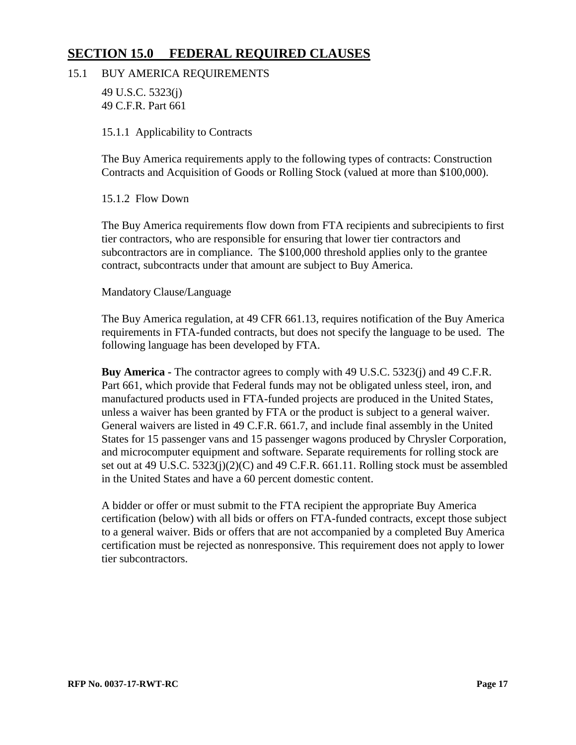## SECTION 15.0 FEDERAL REQUIRED CLAUSES

15.1 BUY AMERICA REQUIREMENTS

49 U.S.C. 5323(j)
49 C.F.R. Part 661

15.1.1 Applicability to Contracts

The Buy America requirements apply to the following types of contracts: Construction Contracts and Acquisition of Goods or Rolling Stock (valued at more than $100,000).

15.1.2 Flow Down

The Buy America requirements flow down from FTA recipients and subrecipients to first tier contractors, who are responsible for ensuring that lower tier contractors and subcontractors are in compliance. The $100,000 threshold applies only to the grantee contract, subcontracts under that amount are subject to Buy America.

Mandatory Clause/Language

The Buy America regulation, at 49 CFR 661.13, requires notification of the Buy America requirements in FTA-funded contracts, but does not specify the language to be used. The following language has been developed by FTA.

**Buy America -** The contractor agrees to comply with 49 U.S.C. 5323(j) and 49 C.F.R. Part 661, which provide that Federal funds may not be obligated unless steel, iron, and manufactured products used in FTA-funded projects are produced in the United States, unless a waiver has been granted by FTA or the product is subject to a general waiver. General waivers are listed in 49 C.F.R. 661.7, and include final assembly in the United States for 15 passenger vans and 15 passenger wagons produced by Chrysler Corporation, and microcomputer equipment and software. Separate requirements for rolling stock are set out at 49 U.S.C. 5323(j)(2)(C) and 49 C.F.R. 661.11. Rolling stock must be assembled in the United States and have a 60 percent domestic content.

A bidder or offer or must submit to the FTA recipient the appropriate Buy America certification (below) with all bids or offers on FTA-funded contracts, except those subject to a general waiver. Bids or offers that are not accompanied by a completed Buy America certification must be rejected as nonresponsive. This requirement does not apply to lower tier subcontractors.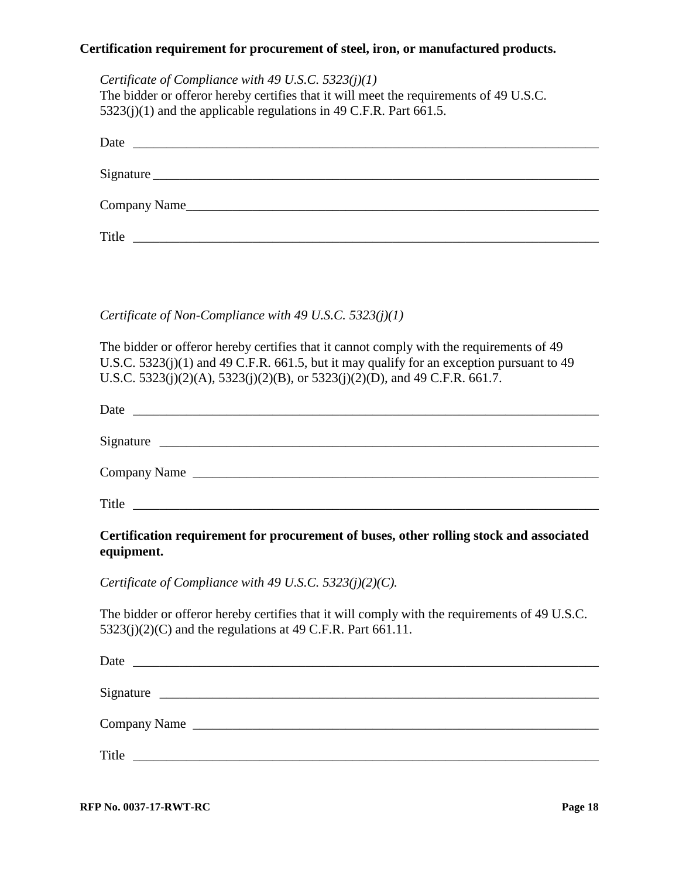**Certification requirement for procurement of steel, iron, or manufactured products.**

*Certificate of Compliance with 49 U.S.C. 5323(j)(1)*
The bidder or offeror hereby certifies that it will meet the requirements of 49 U.S.C. 5323(j)(1) and the applicable regulations in 49 C.F.R. Part 661.5.

Date \_\_\_\_\_\_\_\_\_\_\_\_\_\_\_\_\_\_\_\_\_\_\_\_\_\_\_\_\_\_\_\_\_\_\_\_\_\_\_\_\_\_\_\_\_\_\_\_\_\_\_\_\_\_\_\_\_\_\_\_

Signature \_\_\_\_\_\_\_\_\_\_\_\_\_\_\_\_\_\_\_\_\_\_\_\_\_\_\_\_\_\_\_\_\_\_\_\_\_\_\_\_\_\_\_\_\_\_\_\_\_\_\_\_\_\_\_\_\_

Company Name\_\_\_\_\_\_\_\_\_\_\_\_\_\_\_\_\_\_\_\_\_\_\_\_\_\_\_\_\_\_\_\_\_\_\_\_\_\_\_\_\_\_\_\_\_\_\_\_\_\_\_\_\_

Title \_\_\_\_\_\_\_\_\_\_\_\_\_\_\_\_\_\_\_\_\_\_\_\_\_\_\_\_\_\_\_\_\_\_\_\_\_\_\_\_\_\_\_\_\_\_\_\_\_\_\_\_\_\_\_\_\_\_\_\_

*Certificate of Non-Compliance with 49 U.S.C. 5323(j)(1)*

The bidder or offeror hereby certifies that it cannot comply with the requirements of 49 U.S.C. 5323(j)(1) and 49 C.F.R. 661.5, but it may qualify for an exception pursuant to 49 U.S.C. 5323(j)(2)(A), 5323(j)(2)(B), or 5323(j)(2)(D), and 49 C.F.R. 661.7.

Date \_\_\_\_\_\_\_\_\_\_\_\_\_\_\_\_\_\_\_\_\_\_\_\_\_\_\_\_\_\_\_\_\_\_\_\_\_\_\_\_\_\_\_\_\_\_\_\_\_\_\_\_\_\_\_\_\_\_\_\_

Signature \_\_\_\_\_\_\_\_\_\_\_\_\_\_\_\_\_\_\_\_\_\_\_\_\_\_\_\_\_\_\_\_\_\_\_\_\_\_\_\_\_\_\_\_\_\_\_\_\_\_\_\_\_\_\_\_\_

Company Name \_\_\_\_\_\_\_\_\_\_\_\_\_\_\_\_\_\_\_\_\_\_\_\_\_\_\_\_\_\_\_\_\_\_\_\_\_\_\_\_\_\_\_\_\_\_\_\_\_\_\_\_\_

Title \_\_\_\_\_\_\_\_\_\_\_\_\_\_\_\_\_\_\_\_\_\_\_\_\_\_\_\_\_\_\_\_\_\_\_\_\_\_\_\_\_\_\_\_\_\_\_\_\_\_\_\_\_\_\_\_\_\_\_\_

**Certification requirement for procurement of buses, other rolling stock and associated equipment.**

*Certificate of Compliance with 49 U.S.C. 5323(j)(2)(C).*

The bidder or offeror hereby certifies that it will comply with the requirements of 49 U.S.C. 5323(j)(2)(C) and the regulations at 49 C.F.R. Part 661.11.

Date \_\_\_\_\_\_\_\_\_\_\_\_\_\_\_\_\_\_\_\_\_\_\_\_\_\_\_\_\_\_\_\_\_\_\_\_\_\_\_\_\_\_\_\_\_\_\_\_\_\_\_\_\_\_\_\_\_\_\_\_

Signature \_\_\_\_\_\_\_\_\_\_\_\_\_\_\_\_\_\_\_\_\_\_\_\_\_\_\_\_\_\_\_\_\_\_\_\_\_\_\_\_\_\_\_\_\_\_\_\_\_\_\_\_\_\_\_\_\_

Company Name \_\_\_\_\_\_\_\_\_\_\_\_\_\_\_\_\_\_\_\_\_\_\_\_\_\_\_\_\_\_\_\_\_\_\_\_\_\_\_\_\_\_\_\_\_\_\_\_\_\_\_\_\_

Title \_\_\_\_\_\_\_\_\_\_\_\_\_\_\_\_\_\_\_\_\_\_\_\_\_\_\_\_\_\_\_\_\_\_\_\_\_\_\_\_\_\_\_\_\_\_\_\_\_\_\_\_\_\_\_\_\_\_\_\_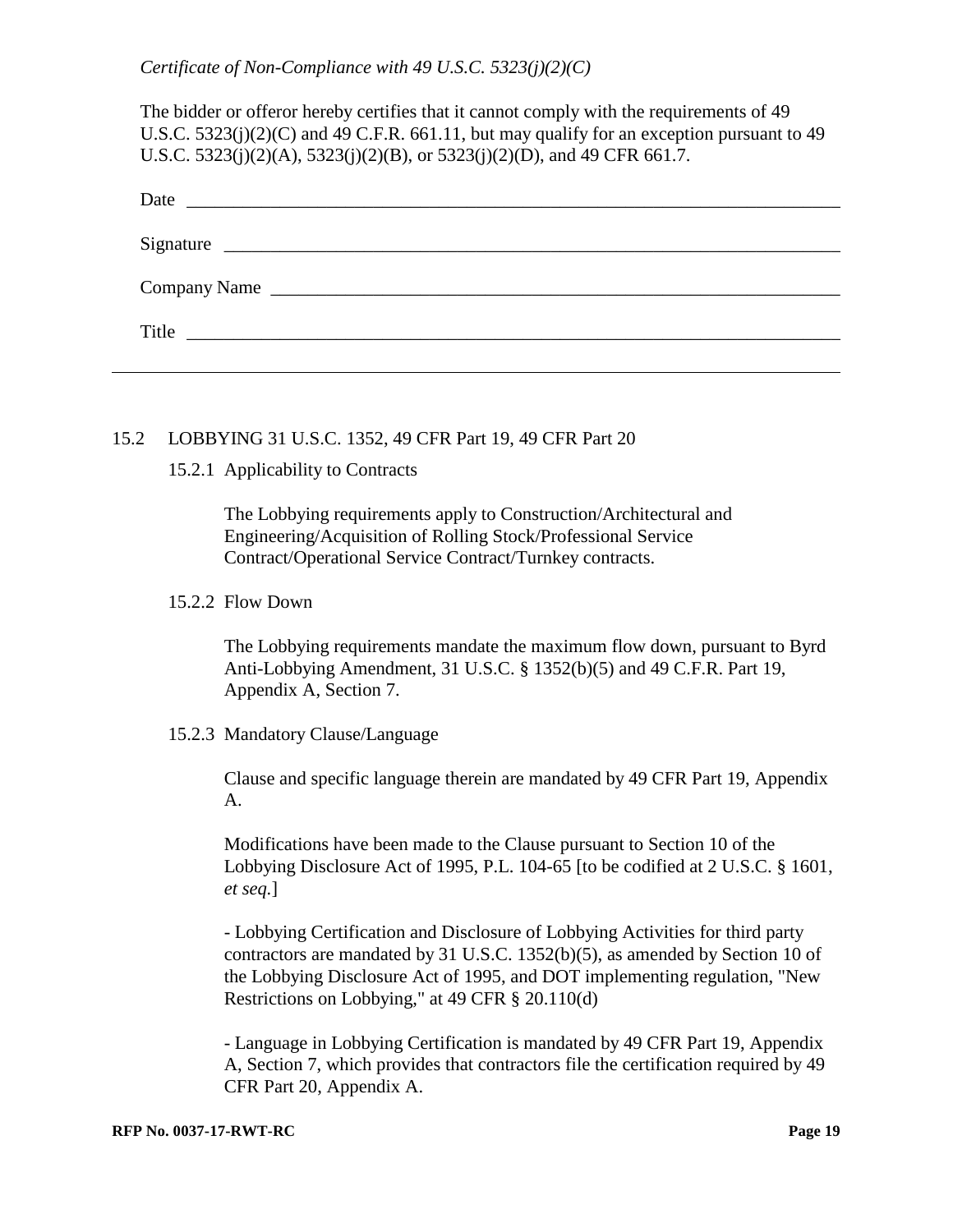*Certificate of Non-Compliance with 49 U.S.C. 5323(j)(2)(C)*

The bidder or offeror hereby certifies that it cannot comply with the requirements of 49 U.S.C. 5323(j)(2)(C) and 49 C.F.R. 661.11, but may qualify for an exception pursuant to 49 U.S.C. 5323(j)(2)(A), 5323(j)(2)(B), or 5323(j)(2)(D), and 49 CFR 661.7.

Date ___________________________________________________________________________

Signature _______________________________________________________________________

Company Name ___________________________________________________________________

Title ___________________________________________________________________________

---

15.2 LOBBYING 31 U.S.C. 1352, 49 CFR Part 19, 49 CFR Part 20

15.2.1 Applicability to Contracts

The Lobbying requirements apply to Construction/Architectural and Engineering/Acquisition of Rolling Stock/Professional Service Contract/Operational Service Contract/Turnkey contracts.

15.2.2 Flow Down

The Lobbying requirements mandate the maximum flow down, pursuant to Byrd Anti-Lobbying Amendment, 31 U.S.C. § 1352(b)(5) and 49 C.F.R. Part 19, Appendix A, Section 7.

15.2.3 Mandatory Clause/Language

Clause and specific language therein are mandated by 49 CFR Part 19, Appendix A.

Modifications have been made to the Clause pursuant to Section 10 of the Lobbying Disclosure Act of 1995, P.L. 104-65 [to be codified at 2 U.S.C. § 1601, *et seq.*]

- Lobbying Certification and Disclosure of Lobbying Activities for third party contractors are mandated by 31 U.S.C. 1352(b)(5), as amended by Section 10 of the Lobbying Disclosure Act of 1995, and DOT implementing regulation, "New Restrictions on Lobbying," at 49 CFR § 20.110(d)

- Language in Lobbying Certification is mandated by 49 CFR Part 19, Appendix A, Section 7, which provides that contractors file the certification required by 49 CFR Part 20, Appendix A.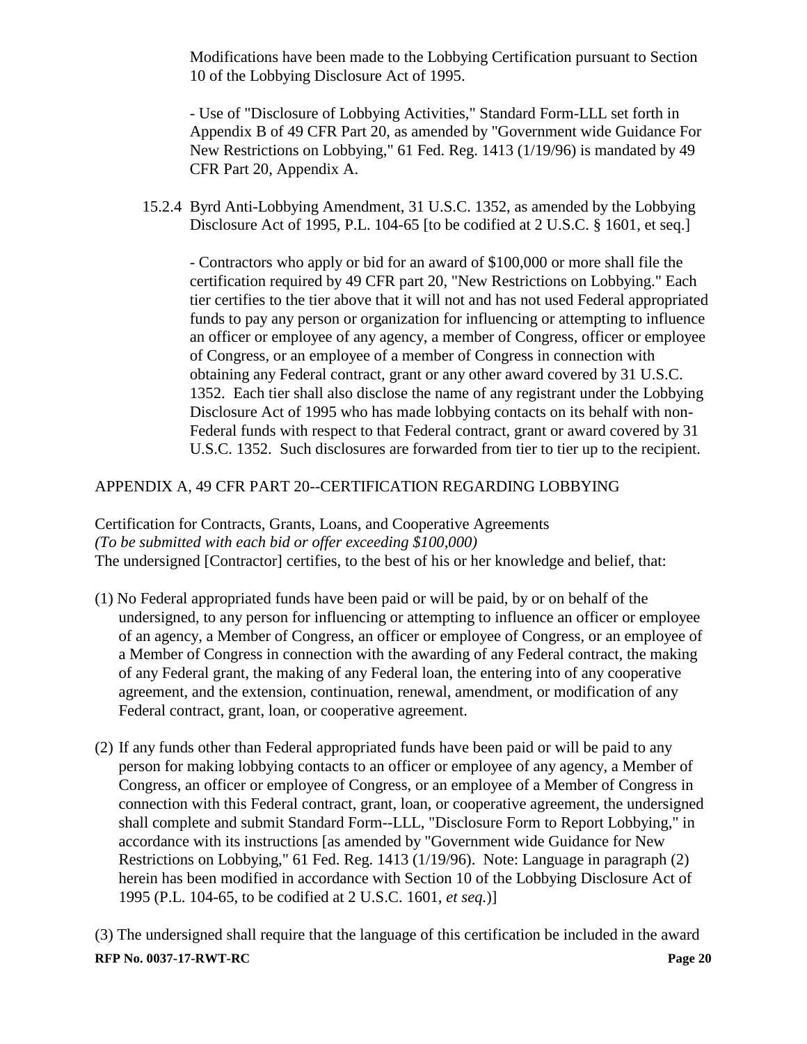Modifications have been made to the Lobbying Certification pursuant to Section 10 of the Lobbying Disclosure Act of 1995.

- Use of "Disclosure of Lobbying Activities," Standard Form-LLL set forth in Appendix B of 49 CFR Part 20, as amended by "Government wide Guidance For New Restrictions on Lobbying," 61 Fed. Reg. 1413 (1/19/96) is mandated by 49 CFR Part 20, Appendix A.

15.2.4 Byrd Anti-Lobbying Amendment, 31 U.S.C. 1352, as amended by the Lobbying Disclosure Act of 1995, P.L. 104-65 [to be codified at 2 U.S.C. § 1601, et seq.]

- Contractors who apply or bid for an award of $100,000 or more shall file the certification required by 49 CFR part 20, "New Restrictions on Lobbying." Each tier certifies to the tier above that it will not and has not used Federal appropriated funds to pay any person or organization for influencing or attempting to influence an officer or employee of any agency, a member of Congress, officer or employee of Congress, or an employee of a member of Congress in connection with obtaining any Federal contract, grant or any other award covered by 31 U.S.C. 1352. Each tier shall also disclose the name of any registrant under the Lobbying Disclosure Act of 1995 who has made lobbying contacts on its behalf with non-Federal funds with respect to that Federal contract, grant or award covered by 31 U.S.C. 1352. Such disclosures are forwarded from tier to tier up to the recipient.

APPENDIX A, 49 CFR PART 20--CERTIFICATION REGARDING LOBBYING

Certification for Contracts, Grants, Loans, and Cooperative Agreements
*(To be submitted with each bid or offer exceeding $100,000)*
The undersigned [Contractor] certifies, to the best of his or her knowledge and belief, that:

(1) No Federal appropriated funds have been paid or will be paid, by or on behalf of the undersigned, to any person for influencing or attempting to influence an officer or employee of an agency, a Member of Congress, an officer or employee of Congress, or an employee of a Member of Congress in connection with the awarding of any Federal contract, the making of any Federal grant, the making of any Federal loan, the entering into of any cooperative agreement, and the extension, continuation, renewal, amendment, or modification of any Federal contract, grant, loan, or cooperative agreement.

(2) If any funds other than Federal appropriated funds have been paid or will be paid to any person for making lobbying contacts to an officer or employee of any agency, a Member of Congress, an officer or employee of Congress, or an employee of a Member of Congress in connection with this Federal contract, grant, loan, or cooperative agreement, the undersigned shall complete and submit Standard Form--LLL, "Disclosure Form to Report Lobbying," in accordance with its instructions [as amended by "Government wide Guidance for New Restrictions on Lobbying," 61 Fed. Reg. 1413 (1/19/96). Note: Language in paragraph (2) herein has been modified in accordance with Section 10 of the Lobbying Disclosure Act of 1995 (P.L. 104-65, to be codified at 2 U.S.C. 1601, *et seq.*)]

(3) The undersigned shall require that the language of this certification be included in the award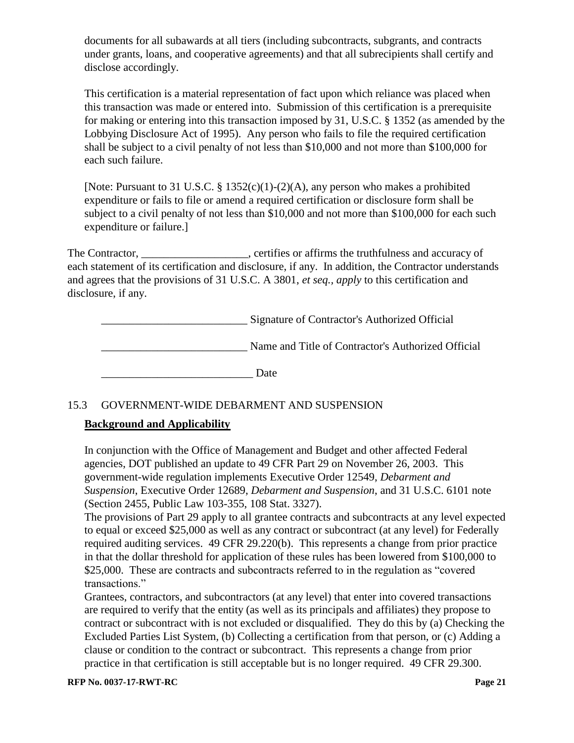documents for all subawards at all tiers (including subcontracts, subgrants, and contracts under grants, loans, and cooperative agreements) and that all subrecipients shall certify and disclose accordingly.

This certification is a material representation of fact upon which reliance was placed when this transaction was made or entered into. Submission of this certification is a prerequisite for making or entering into this transaction imposed by 31, U.S.C. § 1352 (as amended by the Lobbying Disclosure Act of 1995). Any person who fails to file the required certification shall be subject to a civil penalty of not less than $10,000 and not more than $100,000 for each such failure.

[Note: Pursuant to 31 U.S.C. § 1352(c)(1)-(2)(A), any person who makes a prohibited expenditure or fails to file or amend a required certification or disclosure form shall be subject to a civil penalty of not less than $10,000 and not more than $100,000 for each such expenditure or failure.]

The Contractor, ___________________, certifies or affirms the truthfulness and accuracy of each statement of its certification and disclosure, if any. In addition, the Contractor understands and agrees that the provisions of 31 U.S.C. A 3801, *et seq., apply* to this certification and disclosure, if any.

__________________________ Signature of Contractor's Authorized Official

__________________________ Name and Title of Contractor's Authorized Official

___________________________ Date

## 15.3 GOVERNMENT-WIDE DEBARMENT AND SUSPENSION

**Background and Applicability**

In conjunction with the Office of Management and Budget and other affected Federal agencies, DOT published an update to 49 CFR Part 29 on November 26, 2003. This government-wide regulation implements Executive Order 12549, *Debarment and Suspension*, Executive Order 12689, *Debarment and Suspension*, and 31 U.S.C. 6101 note (Section 2455, Public Law 103-355, 108 Stat. 3327).

The provisions of Part 29 apply to all grantee contracts and subcontracts at any level expected to equal or exceed $25,000 as well as any contract or subcontract (at any level) for Federally required auditing services. 49 CFR 29.220(b). This represents a change from prior practice in that the dollar threshold for application of these rules has been lowered from $100,000 to $25,000. These are contracts and subcontracts referred to in the regulation as "covered transactions."

Grantees, contractors, and subcontractors (at any level) that enter into covered transactions are required to verify that the entity (as well as its principals and affiliates) they propose to contract or subcontract with is not excluded or disqualified. They do this by (a) Checking the Excluded Parties List System, (b) Collecting a certification from that person, or (c) Adding a clause or condition to the contract or subcontract. This represents a change from prior practice in that certification is still acceptable but is no longer required. 49 CFR 29.300.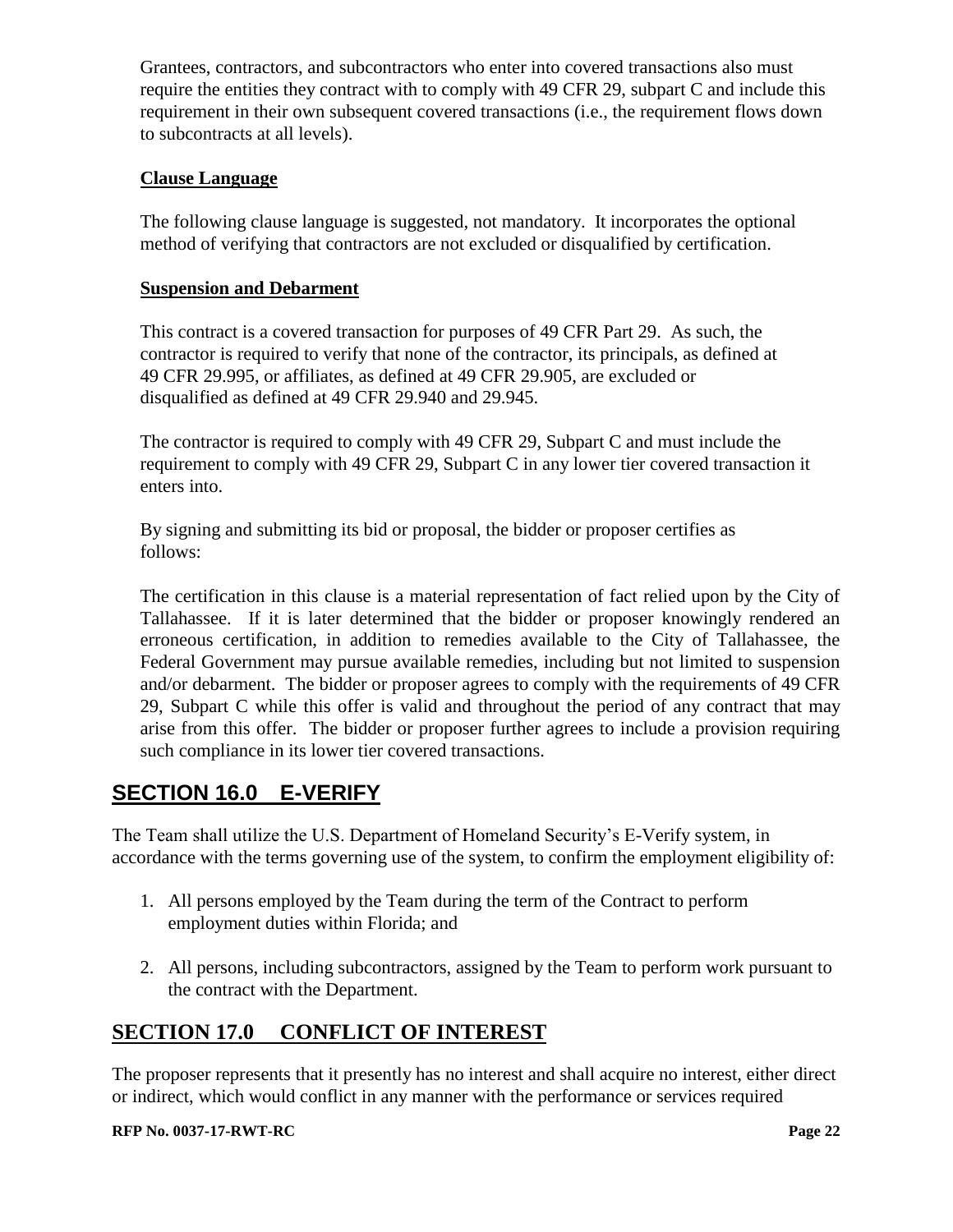Grantees, contractors, and subcontractors who enter into covered transactions also must require the entities they contract with to comply with 49 CFR 29, subpart C and include this requirement in their own subsequent covered transactions (i.e., the requirement flows down to subcontracts at all levels).

**Clause Language**

The following clause language is suggested, not mandatory. It incorporates the optional method of verifying that contractors are not excluded or disqualified by certification.

**Suspension and Debarment**

This contract is a covered transaction for purposes of 49 CFR Part 29. As such, the contractor is required to verify that none of the contractor, its principals, as defined at 49 CFR 29.995, or affiliates, as defined at 49 CFR 29.905, are excluded or disqualified as defined at 49 CFR 29.940 and 29.945.

The contractor is required to comply with 49 CFR 29, Subpart C and must include the requirement to comply with 49 CFR 29, Subpart C in any lower tier covered transaction it enters into.

By signing and submitting its bid or proposal, the bidder or proposer certifies as follows:

The certification in this clause is a material representation of fact relied upon by the City of Tallahassee. If it is later determined that the bidder or proposer knowingly rendered an erroneous certification, in addition to remedies available to the City of Tallahassee, the Federal Government may pursue available remedies, including but not limited to suspension and/or debarment. The bidder or proposer agrees to comply with the requirements of 49 CFR 29, Subpart C while this offer is valid and throughout the period of any contract that may arise from this offer. The bidder or proposer further agrees to include a provision requiring such compliance in its lower tier covered transactions.

## SECTION 16.0 E-VERIFY

The Team shall utilize the U.S. Department of Homeland Security's E-Verify system, in accordance with the terms governing use of the system, to confirm the employment eligibility of:

1. All persons employed by the Team during the term of the Contract to perform employment duties within Florida; and

2. All persons, including subcontractors, assigned by the Team to perform work pursuant to the contract with the Department.

## SECTION 17.0 CONFLICT OF INTEREST

The proposer represents that it presently has no interest and shall acquire no interest, either direct or indirect, which would conflict in any manner with the performance or services required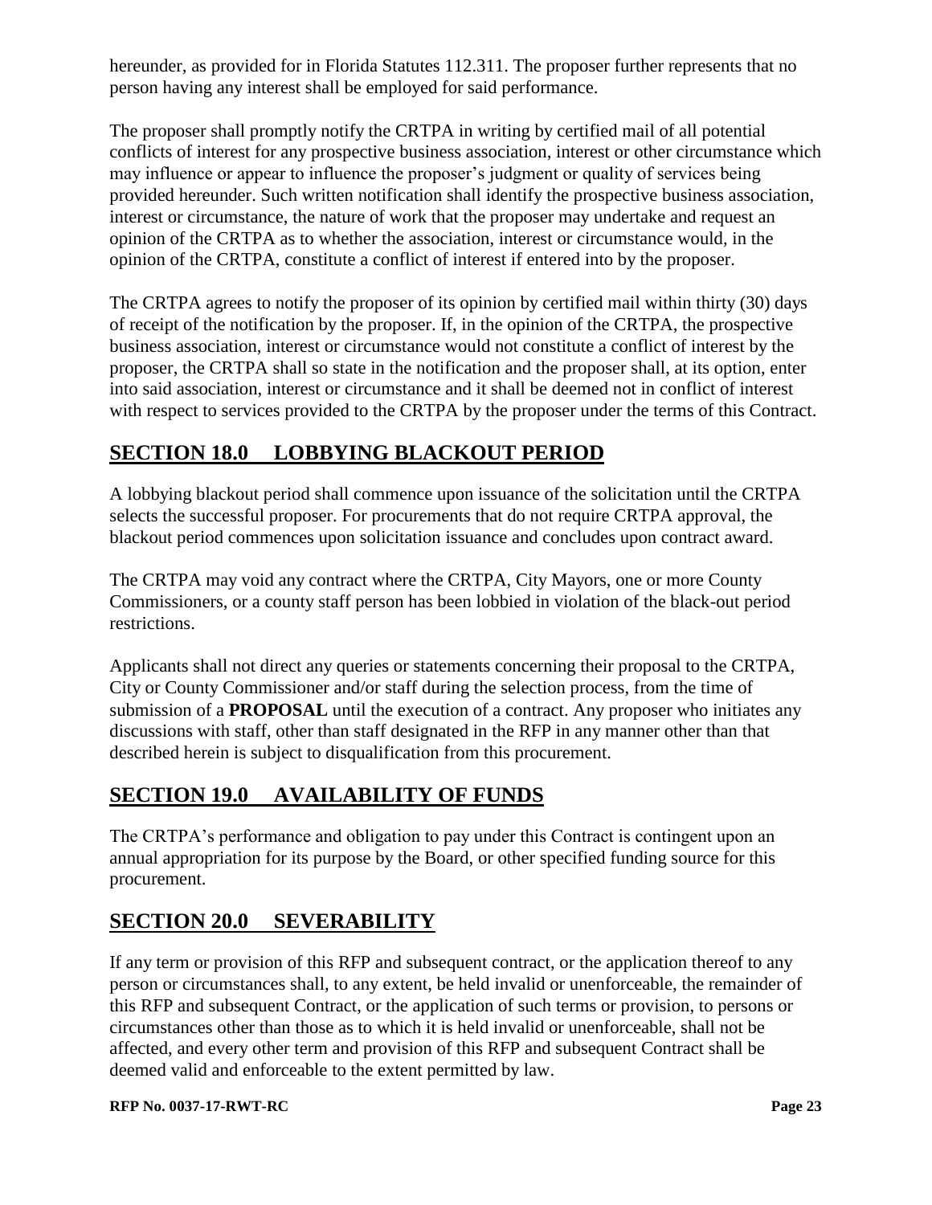hereunder, as provided for in Florida Statutes 112.311. The proposer further represents that no person having any interest shall be employed for said performance.

The proposer shall promptly notify the CRTPA in writing by certified mail of all potential conflicts of interest for any prospective business association, interest or other circumstance which may influence or appear to influence the proposer's judgment or quality of services being provided hereunder. Such written notification shall identify the prospective business association, interest or circumstance, the nature of work that the proposer may undertake and request an opinion of the CRTPA as to whether the association, interest or circumstance would, in the opinion of the CRTPA, constitute a conflict of interest if entered into by the proposer.

The CRTPA agrees to notify the proposer of its opinion by certified mail within thirty (30) days of receipt of the notification by the proposer. If, in the opinion of the CRTPA, the prospective business association, interest or circumstance would not constitute a conflict of interest by the proposer, the CRTPA shall so state in the notification and the proposer shall, at its option, enter into said association, interest or circumstance and it shall be deemed not in conflict of interest with respect to services provided to the CRTPA by the proposer under the terms of this Contract.

## SECTION 18.0 LOBBYING BLACKOUT PERIOD

A lobbying blackout period shall commence upon issuance of the solicitation until the CRTPA selects the successful proposer. For procurements that do not require CRTPA approval, the blackout period commences upon solicitation issuance and concludes upon contract award.

The CRTPA may void any contract where the CRTPA, City Mayors, one or more County Commissioners, or a county staff person has been lobbied in violation of the black-out period restrictions.

Applicants shall not direct any queries or statements concerning their proposal to the CRTPA, City or County Commissioner and/or staff during the selection process, from the time of submission of a **PROPOSAL** until the execution of a contract. Any proposer who initiates any discussions with staff, other than staff designated in the RFP in any manner other than that described herein is subject to disqualification from this procurement.

## SECTION 19.0 AVAILABILITY OF FUNDS

The CRTPA's performance and obligation to pay under this Contract is contingent upon an annual appropriation for its purpose by the Board, or other specified funding source for this procurement.

## SECTION 20.0 SEVERABILITY

If any term or provision of this RFP and subsequent contract, or the application thereof to any person or circumstances shall, to any extent, be held invalid or unenforceable, the remainder of this RFP and subsequent Contract, or the application of such terms or provision, to persons or circumstances other than those as to which it is held invalid or unenforceable, shall not be affected, and every other term and provision of this RFP and subsequent Contract shall be deemed valid and enforceable to the extent permitted by law.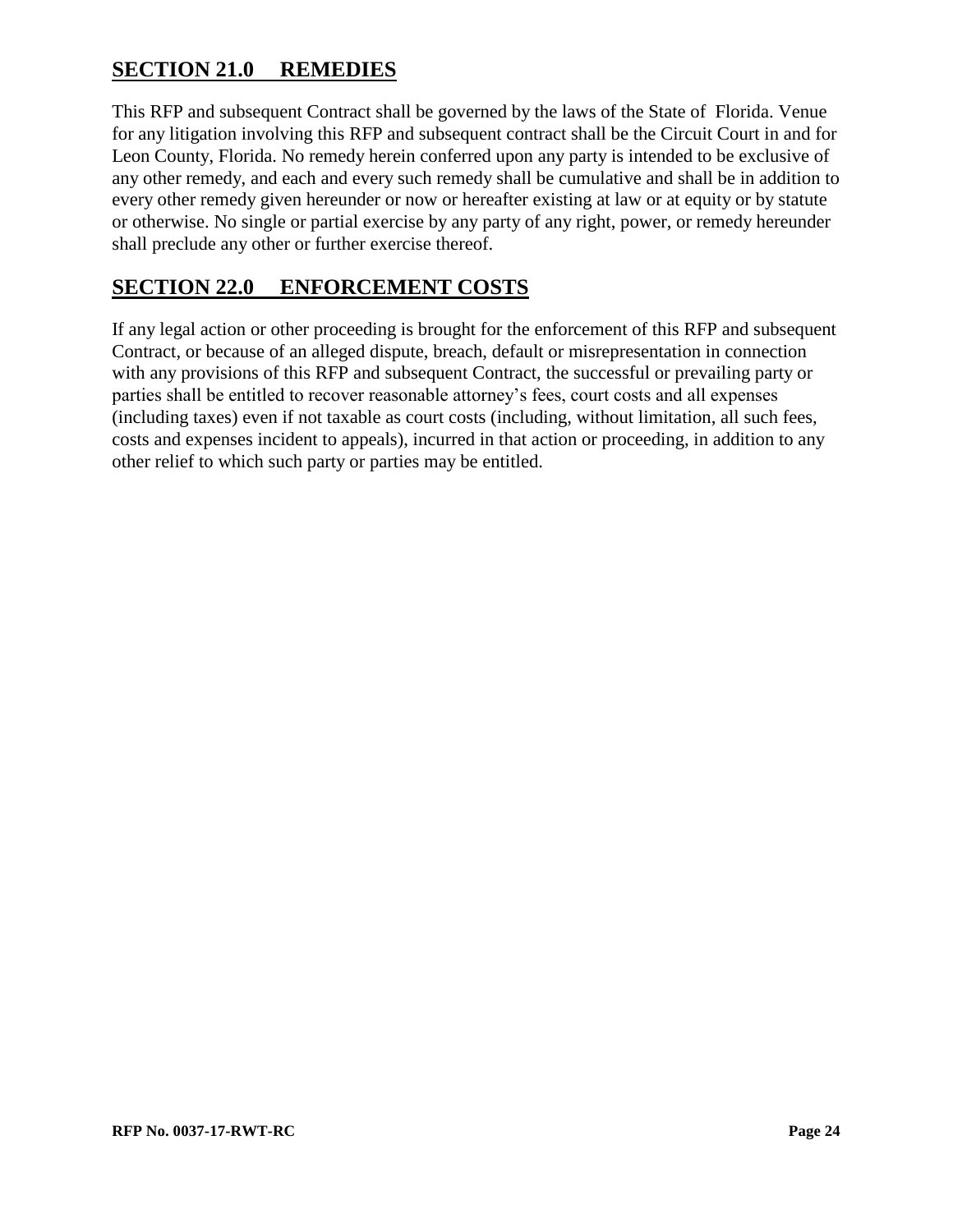## SECTION 21.0 REMEDIES

This RFP and subsequent Contract shall be governed by the laws of the State of Florida. Venue for any litigation involving this RFP and subsequent contract shall be the Circuit Court in and for Leon County, Florida. No remedy herein conferred upon any party is intended to be exclusive of any other remedy, and each and every such remedy shall be cumulative and shall be in addition to every other remedy given hereunder or now or hereafter existing at law or at equity or by statute or otherwise. No single or partial exercise by any party of any right, power, or remedy hereunder shall preclude any other or further exercise thereof.

## SECTION 22.0 ENFORCEMENT COSTS

If any legal action or other proceeding is brought for the enforcement of this RFP and subsequent Contract, or because of an alleged dispute, breach, default or misrepresentation in connection with any provisions of this RFP and subsequent Contract, the successful or prevailing party or parties shall be entitled to recover reasonable attorney's fees, court costs and all expenses (including taxes) even if not taxable as court costs (including, without limitation, all such fees, costs and expenses incident to appeals), incurred in that action or proceeding, in addition to any other relief to which such party or parties may be entitled.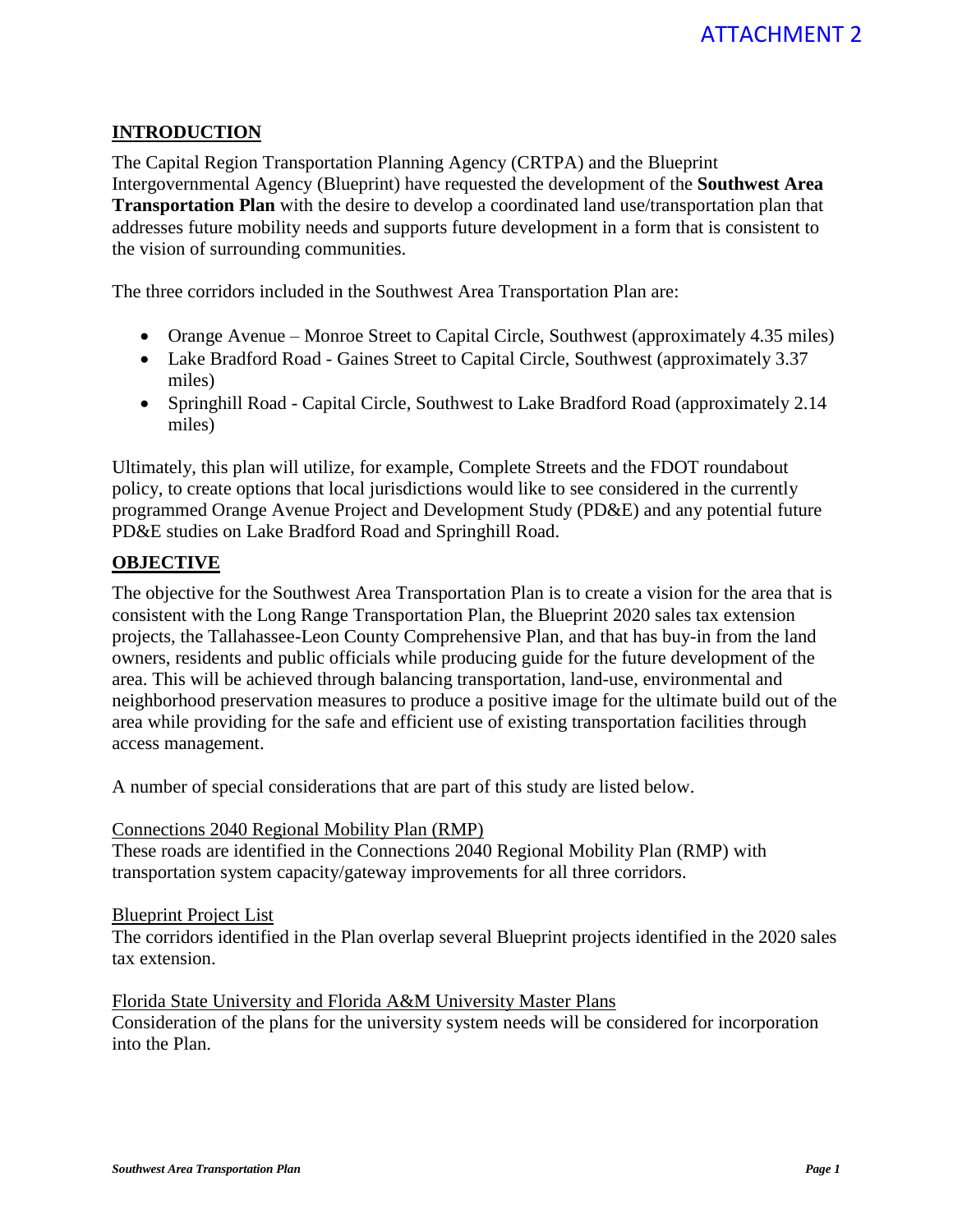ATTACHMENT 2

## INTRODUCTION

The Capital Region Transportation Planning Agency (CRTPA) and the Blueprint Intergovernmental Agency (Blueprint) have requested the development of the **Southwest Area Transportation Plan** with the desire to develop a coordinated land use/transportation plan that addresses future mobility needs and supports future development in a form that is consistent to the vision of surrounding communities.

The three corridors included in the Southwest Area Transportation Plan are:

- Orange Avenue – Monroe Street to Capital Circle, Southwest (approximately 4.35 miles)
- Lake Bradford Road - Gaines Street to Capital Circle, Southwest (approximately 3.37 miles)
- Springhill Road - Capital Circle, Southwest to Lake Bradford Road (approximately 2.14 miles)

Ultimately, this plan will utilize, for example, Complete Streets and the FDOT roundabout policy, to create options that local jurisdictions would like to see considered in the currently programmed Orange Avenue Project and Development Study (PD&E) and any potential future PD&E studies on Lake Bradford Road and Springhill Road.

## OBJECTIVE

The objective for the Southwest Area Transportation Plan is to create a vision for the area that is consistent with the Long Range Transportation Plan, the Blueprint 2020 sales tax extension projects, the Tallahassee-Leon County Comprehensive Plan, and that has buy-in from the land owners, residents and public officials while producing guide for the future development of the area. This will be achieved through balancing transportation, land-use, environmental and neighborhood preservation measures to produce a positive image for the ultimate build out of the area while providing for the safe and efficient use of existing transportation facilities through access management.

A number of special considerations that are part of this study are listed below.

<u>Connections 2040 Regional Mobility Plan (RMP)</u>
These roads are identified in the Connections 2040 Regional Mobility Plan (RMP) with transportation system capacity/gateway improvements for all three corridors.

<u>Blueprint Project List</u>
The corridors identified in the Plan overlap several Blueprint projects identified in the 2020 sales tax extension.

<u>Florida State University and Florida A&M University Master Plans</u>
Consideration of the plans for the university system needs will be considered for incorporation into the Plan.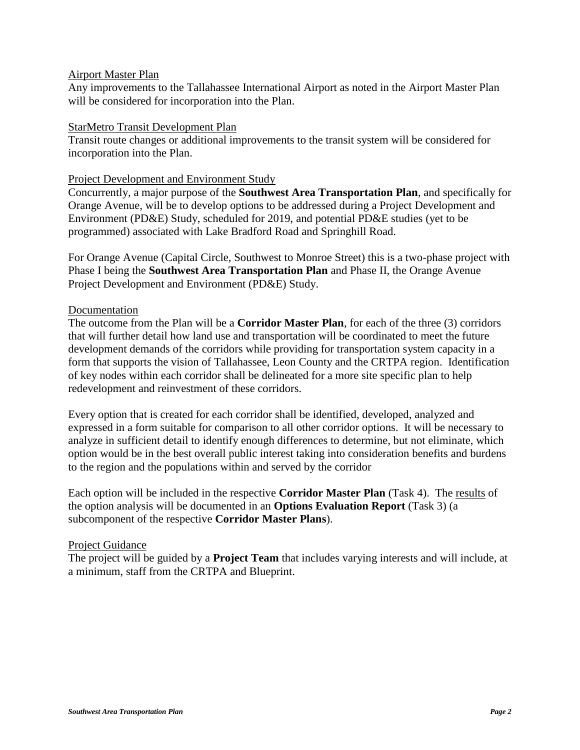Airport Master Plan

Any improvements to the Tallahassee International Airport as noted in the Airport Master Plan will be considered for incorporation into the Plan.

StarMetro Transit Development Plan

Transit route changes or additional improvements to the transit system will be considered for incorporation into the Plan.

Project Development and Environment Study

Concurrently, a major purpose of the **Southwest Area Transportation Plan**, and specifically for Orange Avenue, will be to develop options to be addressed during a Project Development and Environment (PD&E) Study, scheduled for 2019, and potential PD&E studies (yet to be programmed) associated with Lake Bradford Road and Springhill Road.

For Orange Avenue (Capital Circle, Southwest to Monroe Street) this is a two-phase project with Phase I being the **Southwest Area Transportation Plan** and Phase II, the Orange Avenue Project Development and Environment (PD&E) Study.

Documentation

The outcome from the Plan will be a **Corridor Master Plan**, for each of the three (3) corridors that will further detail how land use and transportation will be coordinated to meet the future development demands of the corridors while providing for transportation system capacity in a form that supports the vision of Tallahassee, Leon County and the CRTPA region. Identification of key nodes within each corridor shall be delineated for a more site specific plan to help redevelopment and reinvestment of these corridors.

Every option that is created for each corridor shall be identified, developed, analyzed and expressed in a form suitable for comparison to all other corridor options. It will be necessary to analyze in sufficient detail to identify enough differences to determine, but not eliminate, which option would be in the best overall public interest taking into consideration benefits and burdens to the region and the populations within and served by the corridor

Each option will be included in the respective **Corridor Master Plan** (Task 4). The results of the option analysis will be documented in an **Options Evaluation Report** (Task 3) (a subcomponent of the respective **Corridor Master Plans**).

Project Guidance

The project will be guided by a **Project Team** that includes varying interests and will include, at a minimum, staff from the CRTPA and Blueprint.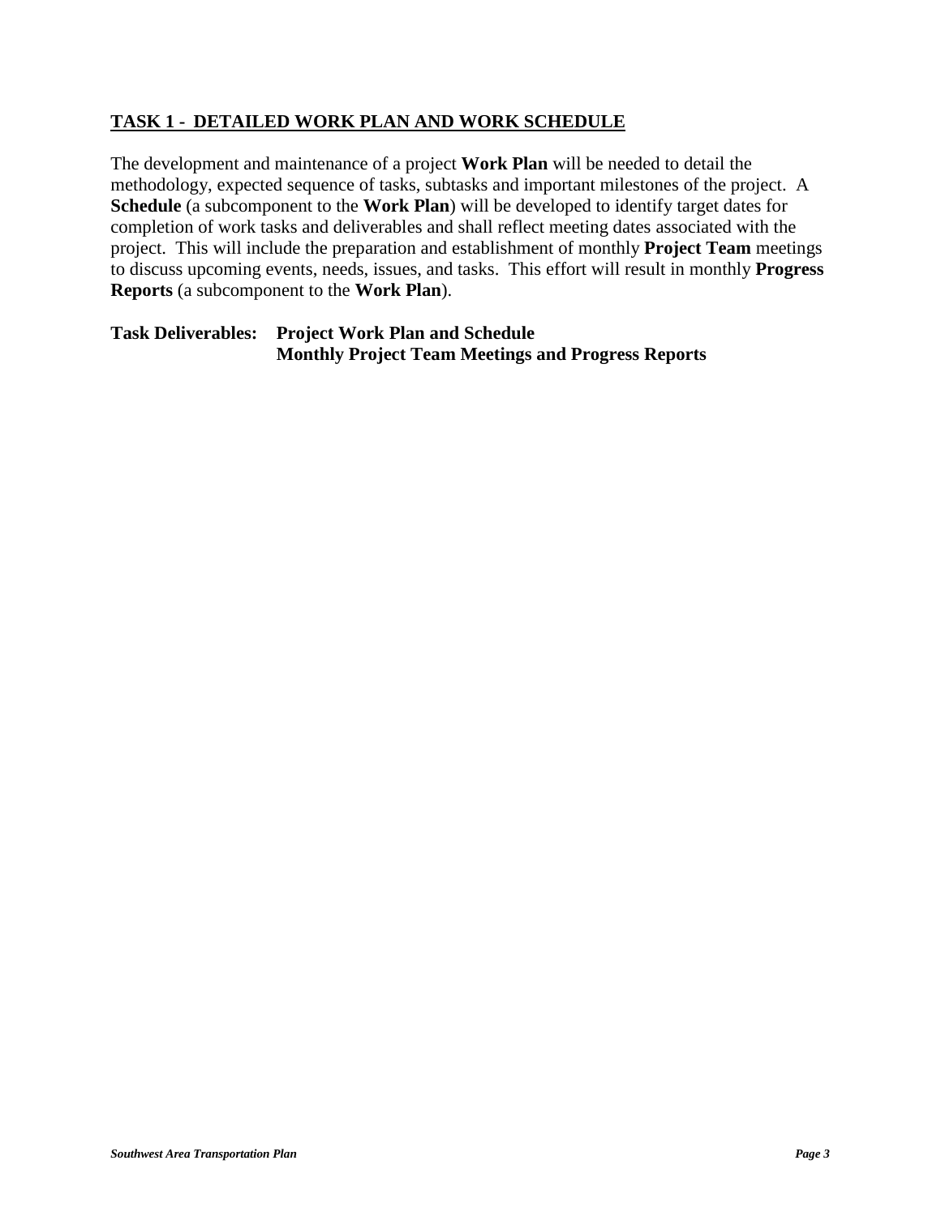## TASK 1 - DETAILED WORK PLAN AND WORK SCHEDULE

The development and maintenance of a project **Work Plan** will be needed to detail the methodology, expected sequence of tasks, subtasks and important milestones of the project. A **Schedule** (a subcomponent to the **Work Plan**) will be developed to identify target dates for completion of work tasks and deliverables and shall reflect meeting dates associated with the project. This will include the preparation and establishment of monthly **Project Team** meetings to discuss upcoming events, needs, issues, and tasks. This effort will result in monthly **Progress Reports** (a subcomponent to the **Work Plan**).

**Task Deliverables:** **Project Work Plan and Schedule**
**Monthly Project Team Meetings and Progress Reports**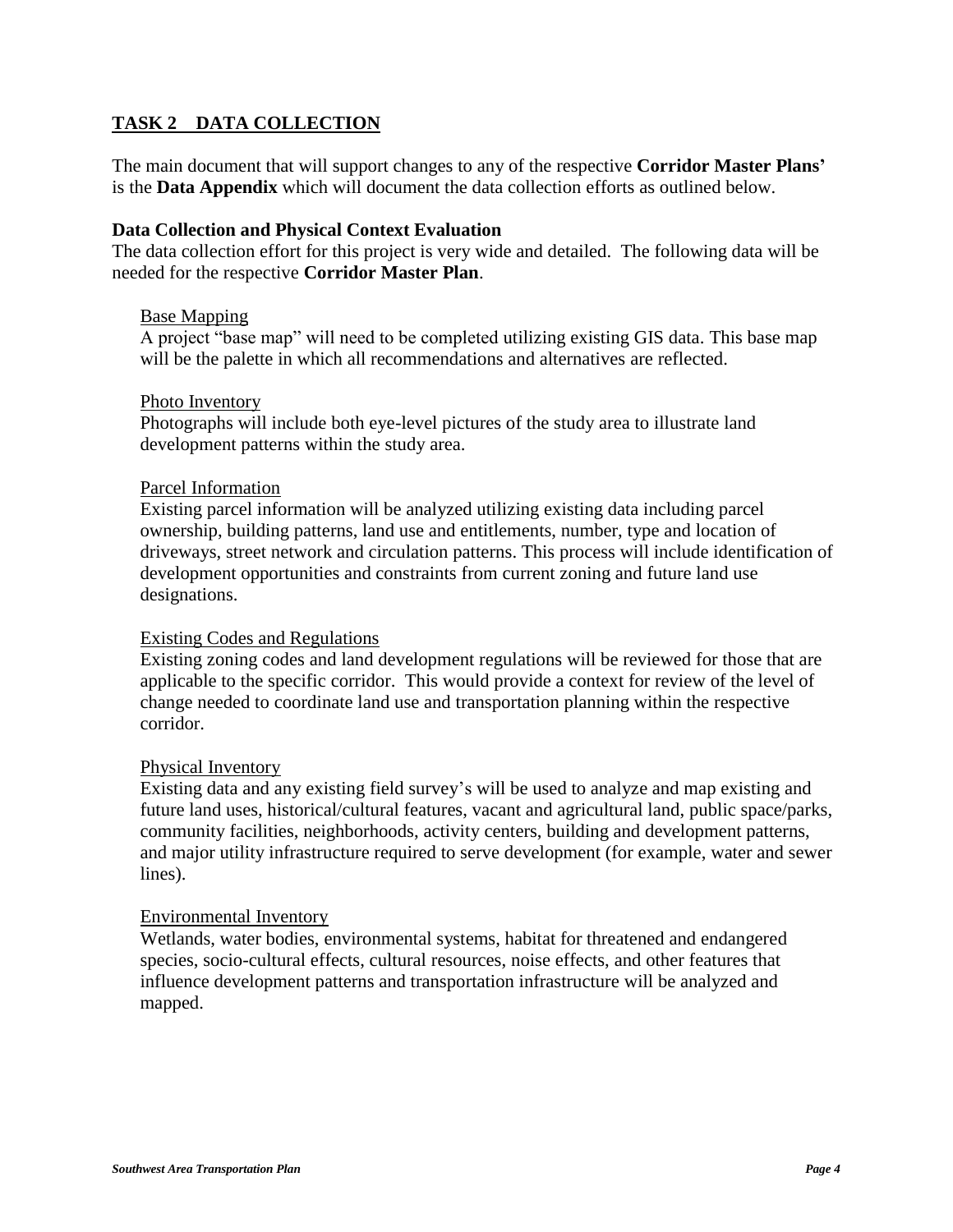## TASK 2 DATA COLLECTION

The main document that will support changes to any of the respective **Corridor Master Plans'** is the **Data Appendix** which will document the data collection efforts as outlined below.

### Data Collection and Physical Context Evaluation

The data collection effort for this project is very wide and detailed. The following data will be needed for the respective **Corridor Master Plan**.

Base Mapping

A project "base map" will need to be completed utilizing existing GIS data. This base map will be the palette in which all recommendations and alternatives are reflected.

Photo Inventory

Photographs will include both eye-level pictures of the study area to illustrate land development patterns within the study area.

Parcel Information

Existing parcel information will be analyzed utilizing existing data including parcel ownership, building patterns, land use and entitlements, number, type and location of driveways, street network and circulation patterns. This process will include identification of development opportunities and constraints from current zoning and future land use designations.

Existing Codes and Regulations

Existing zoning codes and land development regulations will be reviewed for those that are applicable to the specific corridor. This would provide a context for review of the level of change needed to coordinate land use and transportation planning within the respective corridor.

Physical Inventory

Existing data and any existing field survey's will be used to analyze and map existing and future land uses, historical/cultural features, vacant and agricultural land, public space/parks, community facilities, neighborhoods, activity centers, building and development patterns, and major utility infrastructure required to serve development (for example, water and sewer lines).

Environmental Inventory

Wetlands, water bodies, environmental systems, habitat for threatened and endangered species, socio-cultural effects, cultural resources, noise effects, and other features that influence development patterns and transportation infrastructure will be analyzed and mapped.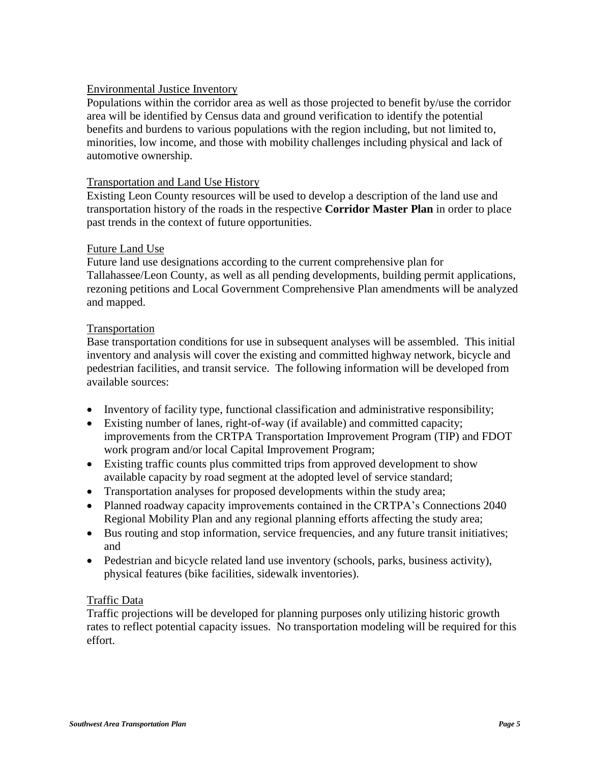Environmental Justice Inventory

Populations within the corridor area as well as those projected to benefit by/use the corridor area will be identified by Census data and ground verification to identify the potential benefits and burdens to various populations with the region including, but not limited to, minorities, low income, and those with mobility challenges including physical and lack of automotive ownership.

Transportation and Land Use History

Existing Leon County resources will be used to develop a description of the land use and transportation history of the roads in the respective **Corridor Master Plan** in order to place past trends in the context of future opportunities.

Future Land Use

Future land use designations according to the current comprehensive plan for Tallahassee/Leon County, as well as all pending developments, building permit applications, rezoning petitions and Local Government Comprehensive Plan amendments will be analyzed and mapped.

Transportation

Base transportation conditions for use in subsequent analyses will be assembled. This initial inventory and analysis will cover the existing and committed highway network, bicycle and pedestrian facilities, and transit service. The following information will be developed from available sources:

- Inventory of facility type, functional classification and administrative responsibility;
- Existing number of lanes, right-of-way (if available) and committed capacity; improvements from the CRTPA Transportation Improvement Program (TIP) and FDOT work program and/or local Capital Improvement Program;
- Existing traffic counts plus committed trips from approved development to show available capacity by road segment at the adopted level of service standard;
- Transportation analyses for proposed developments within the study area;
- Planned roadway capacity improvements contained in the CRTPA's Connections 2040 Regional Mobility Plan and any regional planning efforts affecting the study area;
- Bus routing and stop information, service frequencies, and any future transit initiatives; and
- Pedestrian and bicycle related land use inventory (schools, parks, business activity), physical features (bike facilities, sidewalk inventories).

Traffic Data

Traffic projections will be developed for planning purposes only utilizing historic growth rates to reflect potential capacity issues. No transportation modeling will be required for this effort.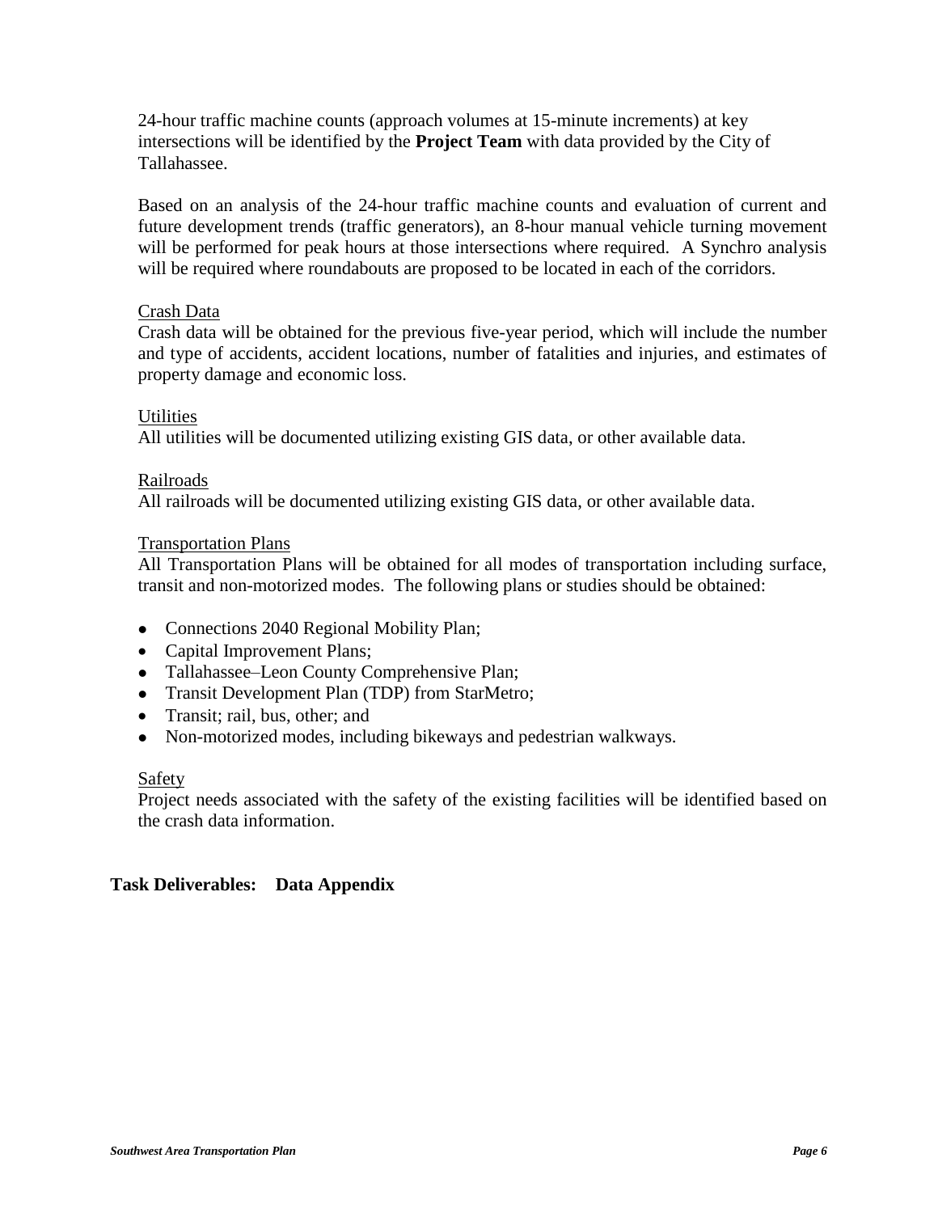24-hour traffic machine counts (approach volumes at 15-minute increments) at key intersections will be identified by the **Project Team** with data provided by the City of Tallahassee.

Based on an analysis of the 24-hour traffic machine counts and evaluation of current and future development trends (traffic generators), an 8-hour manual vehicle turning movement will be performed for peak hours at those intersections where required. A Synchro analysis will be required where roundabouts are proposed to be located in each of the corridors.

<u>Crash Data</u>
Crash data will be obtained for the previous five-year period, which will include the number and type of accidents, accident locations, number of fatalities and injuries, and estimates of property damage and economic loss.

<u>Utilities</u>
All utilities will be documented utilizing existing GIS data, or other available data.

<u>Railroads</u>
All railroads will be documented utilizing existing GIS data, or other available data.

<u>Transportation Plans</u>
All Transportation Plans will be obtained for all modes of transportation including surface, transit and non-motorized modes. The following plans or studies should be obtained:

- Connections 2040 Regional Mobility Plan;
- Capital Improvement Plans;
- Tallahassee–Leon County Comprehensive Plan;
- Transit Development Plan (TDP) from StarMetro;
- Transit; rail, bus, other; and
- Non-motorized modes, including bikeways and pedestrian walkways.

<u>Safety</u>
Project needs associated with the safety of the existing facilities will be identified based on the crash data information.

**Task Deliverables: Data Appendix**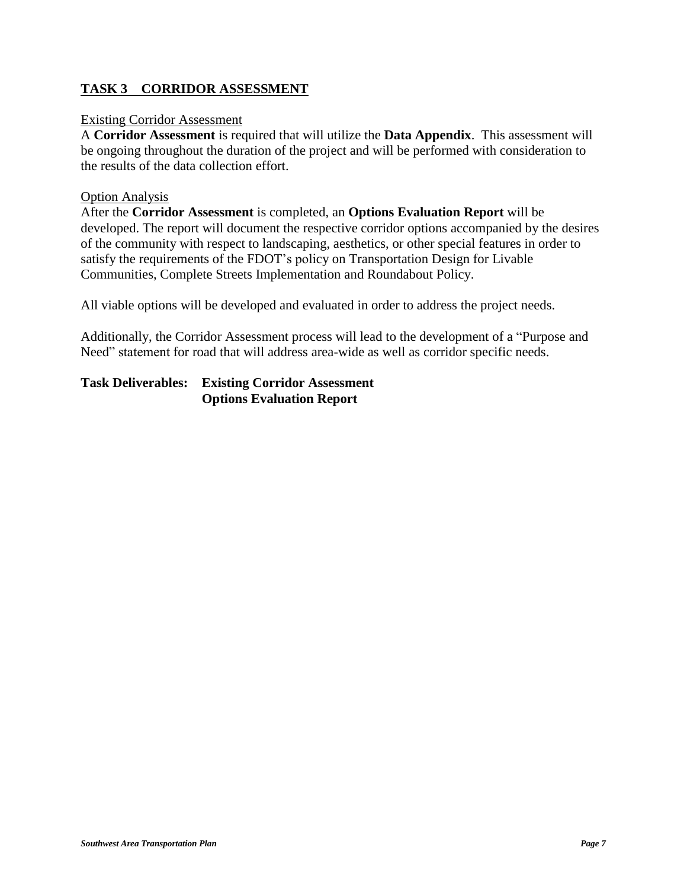## TASK 3 CORRIDOR ASSESSMENT

Existing Corridor Assessment

A **Corridor Assessment** is required that will utilize the **Data Appendix**. This assessment will be ongoing throughout the duration of the project and will be performed with consideration to the results of the data collection effort.

Option Analysis

After the **Corridor Assessment** is completed, an **Options Evaluation Report** will be developed. The report will document the respective corridor options accompanied by the desires of the community with respect to landscaping, aesthetics, or other special features in order to satisfy the requirements of the FDOT's policy on Transportation Design for Livable Communities, Complete Streets Implementation and Roundabout Policy.

All viable options will be developed and evaluated in order to address the project needs.

Additionally, the Corridor Assessment process will lead to the development of a "Purpose and Need" statement for road that will address area-wide as well as corridor specific needs.

**Task Deliverables: Existing Corridor Assessment**
**Options Evaluation Report**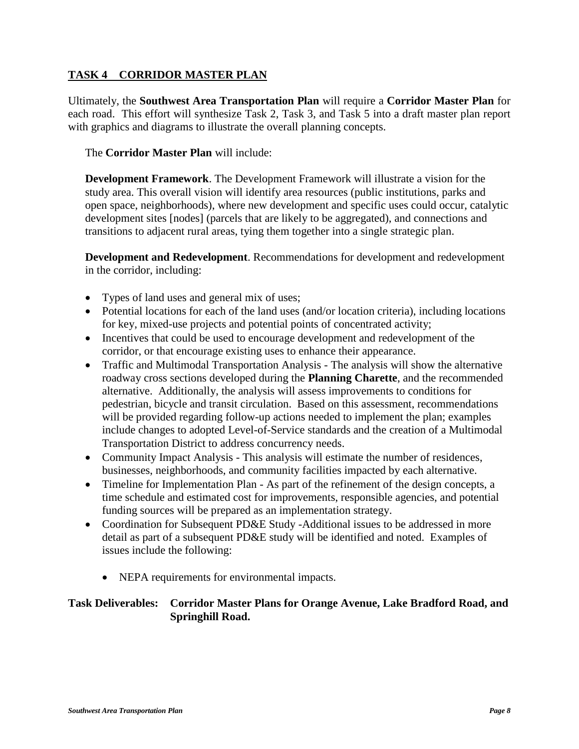## TASK 4 CORRIDOR MASTER PLAN

Ultimately, the **Southwest Area Transportation Plan** will require a **Corridor Master Plan** for each road. This effort will synthesize Task 2, Task 3, and Task 5 into a draft master plan report with graphics and diagrams to illustrate the overall planning concepts.

The **Corridor Master Plan** will include:

**Development Framework**. The Development Framework will illustrate a vision for the study area. This overall vision will identify area resources (public institutions, parks and open space, neighborhoods), where new development and specific uses could occur, catalytic development sites [nodes] (parcels that are likely to be aggregated), and connections and transitions to adjacent rural areas, tying them together into a single strategic plan.

**Development and Redevelopment**. Recommendations for development and redevelopment in the corridor, including:

- Types of land uses and general mix of uses;
- Potential locations for each of the land uses (and/or location criteria), including locations for key, mixed-use projects and potential points of concentrated activity;
- Incentives that could be used to encourage development and redevelopment of the corridor, or that encourage existing uses to enhance their appearance.
- Traffic and Multimodal Transportation Analysis - The analysis will show the alternative roadway cross sections developed during the **Planning Charette**, and the recommended alternative. Additionally, the analysis will assess improvements to conditions for pedestrian, bicycle and transit circulation. Based on this assessment, recommendations will be provided regarding follow-up actions needed to implement the plan; examples include changes to adopted Level-of-Service standards and the creation of a Multimodal Transportation District to address concurrency needs.
- Community Impact Analysis - This analysis will estimate the number of residences, businesses, neighborhoods, and community facilities impacted by each alternative.
- Timeline for Implementation Plan - As part of the refinement of the design concepts, a time schedule and estimated cost for improvements, responsible agencies, and potential funding sources will be prepared as an implementation strategy.
- Coordination for Subsequent PD&E Study -Additional issues to be addressed in more detail as part of a subsequent PD&E study will be identified and noted. Examples of issues include the following:
  - NEPA requirements for environmental impacts.

**Task Deliverables: Corridor Master Plans for Orange Avenue, Lake Bradford Road, and Springhill Road.**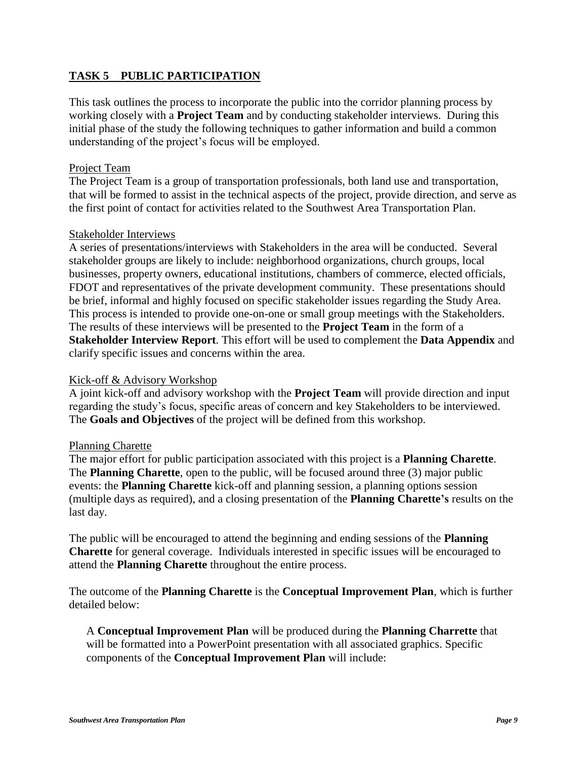## TASK 5 PUBLIC PARTICIPATION

This task outlines the process to incorporate the public into the corridor planning process by working closely with a **Project Team** and by conducting stakeholder interviews. During this initial phase of the study the following techniques to gather information and build a common understanding of the project's focus will be employed.

### Project Team

The Project Team is a group of transportation professionals, both land use and transportation, that will be formed to assist in the technical aspects of the project, provide direction, and serve as the first point of contact for activities related to the Southwest Area Transportation Plan.

### Stakeholder Interviews

A series of presentations/interviews with Stakeholders in the area will be conducted. Several stakeholder groups are likely to include: neighborhood organizations, church groups, local businesses, property owners, educational institutions, chambers of commerce, elected officials, FDOT and representatives of the private development community. These presentations should be brief, informal and highly focused on specific stakeholder issues regarding the Study Area. This process is intended to provide one-on-one or small group meetings with the Stakeholders. The results of these interviews will be presented to the **Project Team** in the form of a **Stakeholder Interview Report**. This effort will be used to complement the **Data Appendix** and clarify specific issues and concerns within the area.

### Kick-off & Advisory Workshop

A joint kick-off and advisory workshop with the **Project Team** will provide direction and input regarding the study's focus, specific areas of concern and key Stakeholders to be interviewed. The **Goals and Objectives** of the project will be defined from this workshop.

### Planning Charette

The major effort for public participation associated with this project is a **Planning Charette**. The **Planning Charette**, open to the public, will be focused around three (3) major public events: the **Planning Charette** kick-off and planning session, a planning options session (multiple days as required), and a closing presentation of the **Planning Charette's** results on the last day.

The public will be encouraged to attend the beginning and ending sessions of the **Planning Charette** for general coverage. Individuals interested in specific issues will be encouraged to attend the **Planning Charette** throughout the entire process.

The outcome of the **Planning Charette** is the **Conceptual Improvement Plan**, which is further detailed below:

> A **Conceptual Improvement Plan** will be produced during the **Planning Charrette** that will be formatted into a PowerPoint presentation with all associated graphics. Specific components of the **Conceptual Improvement Plan** will include: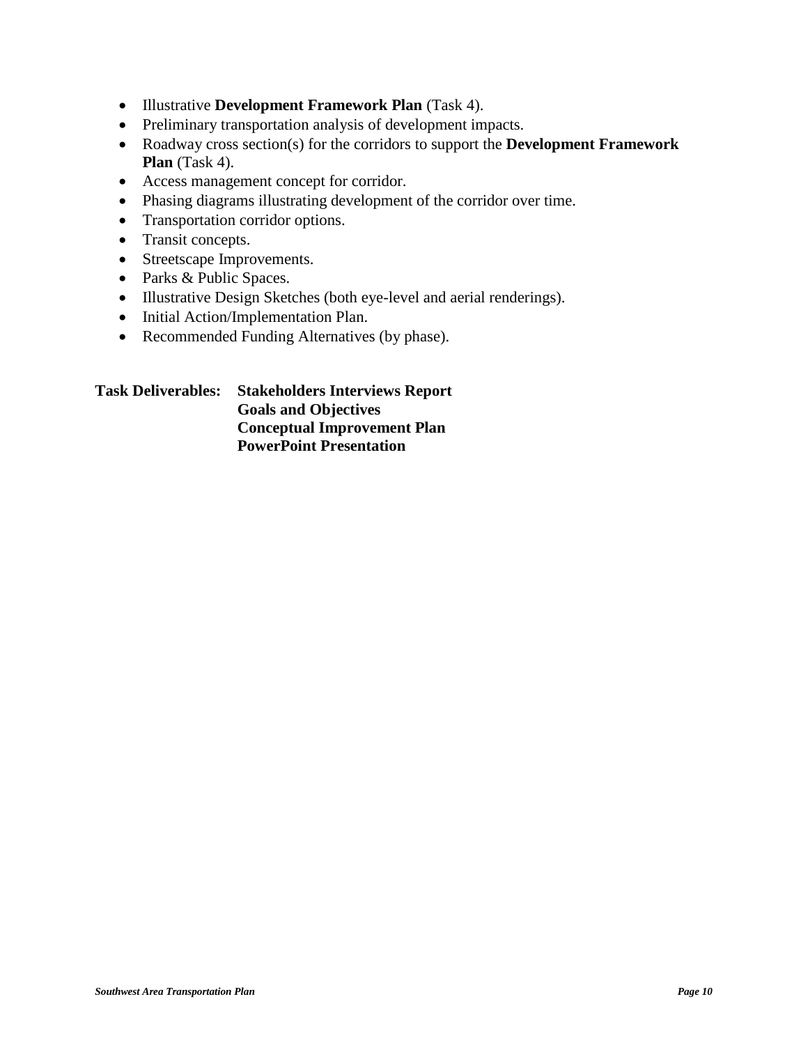- Illustrative **Development Framework Plan** (Task 4).
- Preliminary transportation analysis of development impacts.
- Roadway cross section(s) for the corridors to support the **Development Framework Plan** (Task 4).
- Access management concept for corridor.
- Phasing diagrams illustrating development of the corridor over time.
- Transportation corridor options.
- Transit concepts.
- Streetscape Improvements.
- Parks & Public Spaces.
- Illustrative Design Sketches (both eye-level and aerial renderings).
- Initial Action/Implementation Plan.
- Recommended Funding Alternatives (by phase).

**Task Deliverables:** **Stakeholders Interviews Report**
**Goals and Objectives**
**Conceptual Improvement Plan**
**PowerPoint Presentation**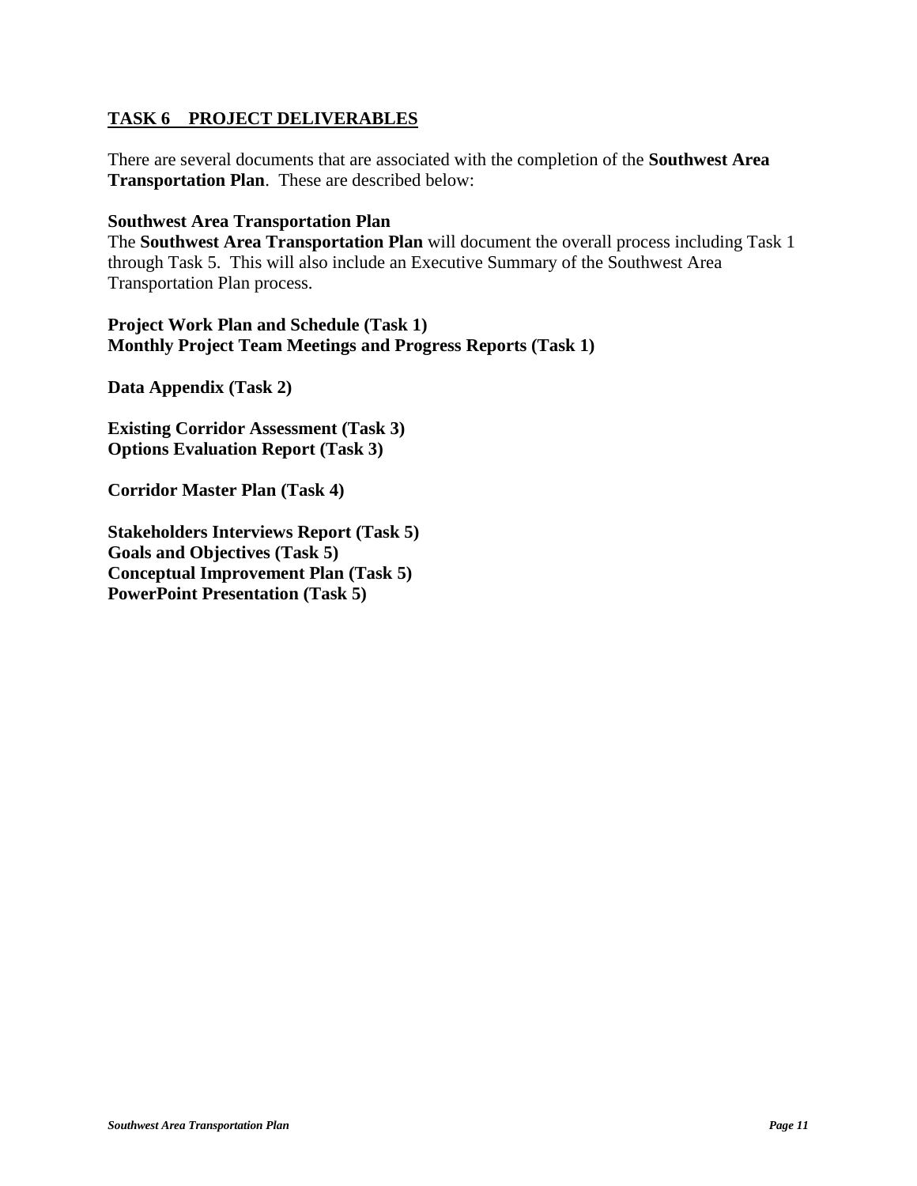## TASK 6    PROJECT DELIVERABLES

There are several documents that are associated with the completion of the **Southwest Area Transportation Plan**.  These are described below:

**Southwest Area Transportation Plan**
The **Southwest Area Transportation Plan** will document the overall process including Task 1 through Task 5.  This will also include an Executive Summary of the Southwest Area Transportation Plan process.

**Project Work Plan and Schedule (Task 1)**
**Monthly Project Team Meetings and Progress Reports (Task 1)**

**Data Appendix (Task 2)**

**Existing Corridor Assessment (Task 3)**
**Options Evaluation Report (Task 3)**

**Corridor Master Plan (Task 4)**

**Stakeholders Interviews Report (Task 5)**
**Goals and Objectives (Task 5)**
**Conceptual Improvement Plan (Task 5)**
**PowerPoint Presentation (Task 5)**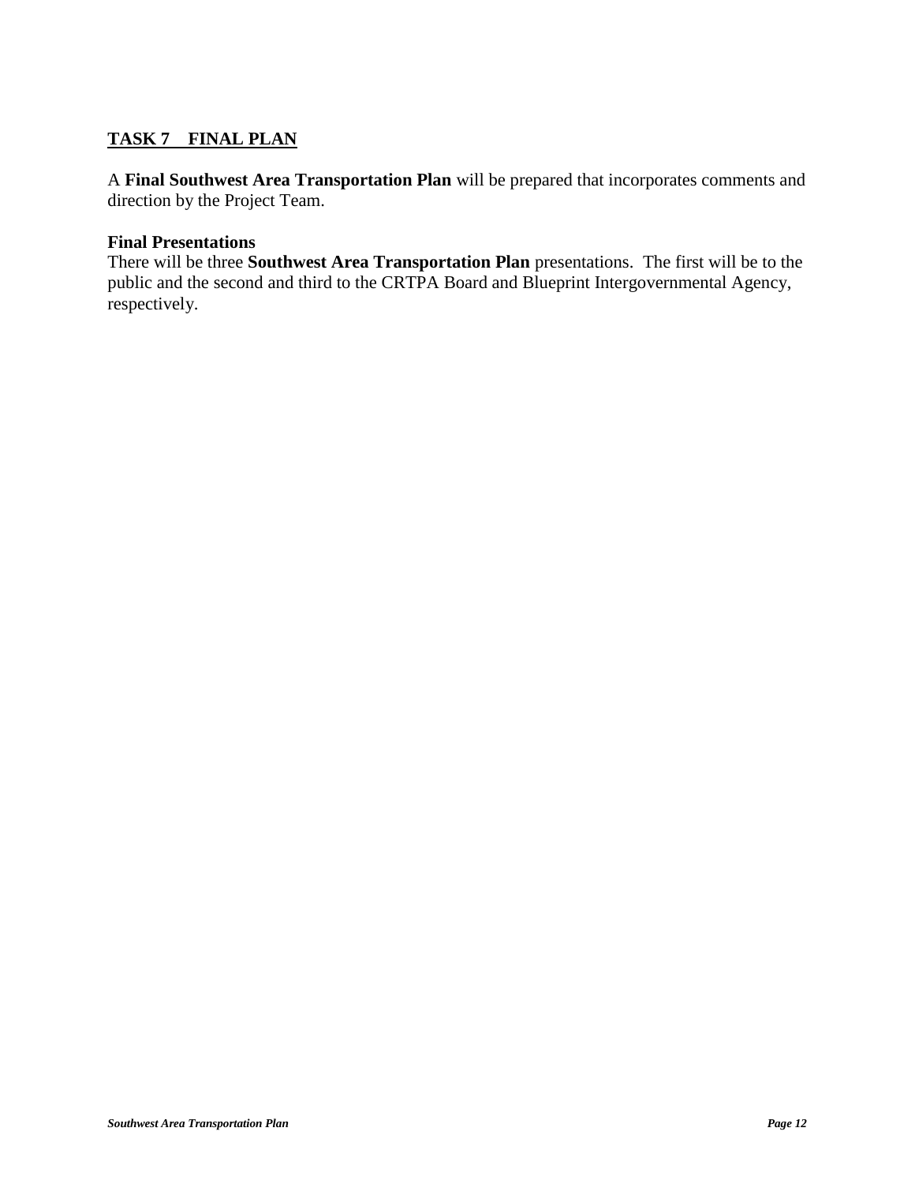## TASK 7 FINAL PLAN

A **Final Southwest Area Transportation Plan** will be prepared that incorporates comments and direction by the Project Team.

**Final Presentations**

There will be three **Southwest Area Transportation Plan** presentations. The first will be to the public and the second and third to the CRTPA Board and Blueprint Intergovernmental Agency, respectively.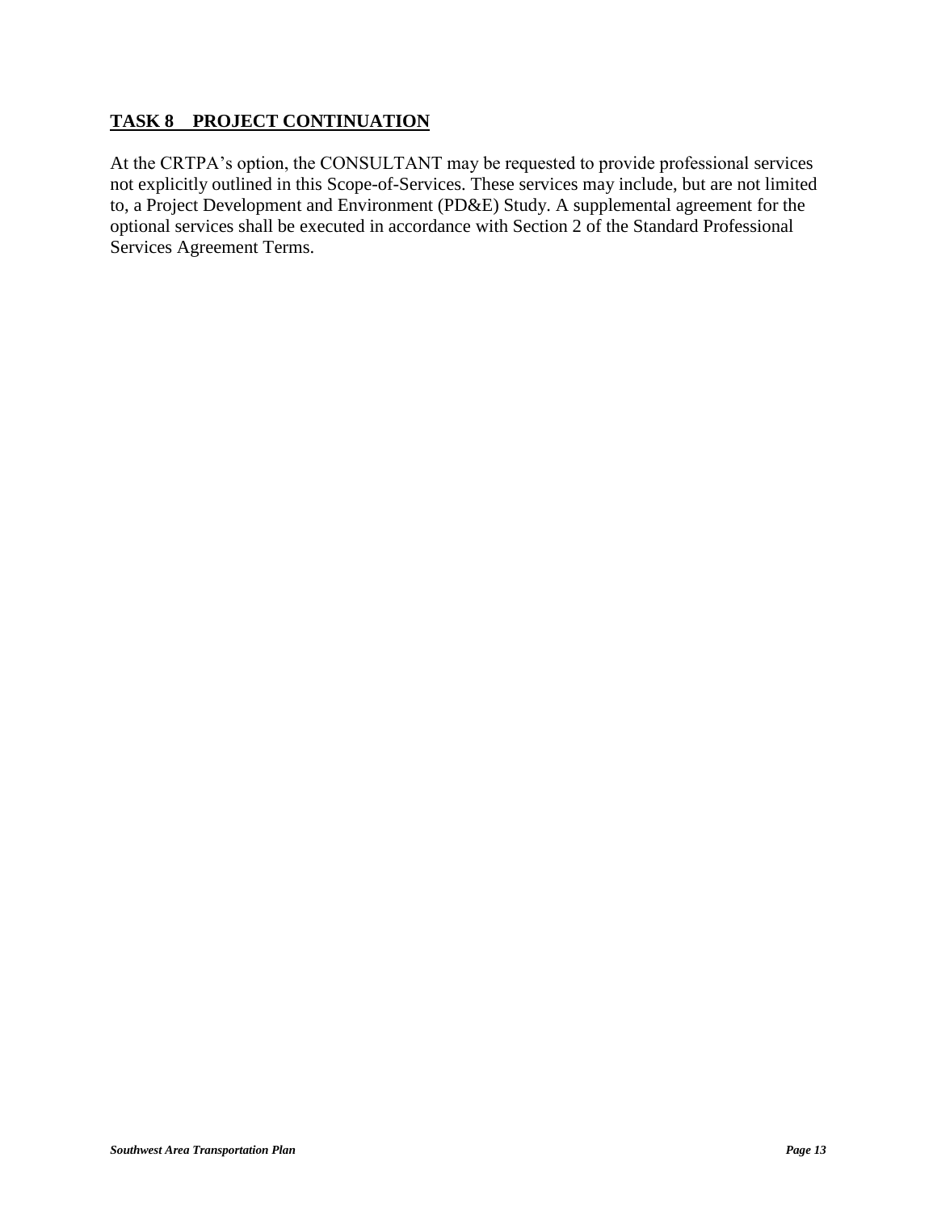## TASK 8    PROJECT CONTINUATION

At the CRTPA's option, the CONSULTANT may be requested to provide professional services not explicitly outlined in this Scope-of-Services. These services may include, but are not limited to, a Project Development and Environment (PD&E) Study. A supplemental agreement for the optional services shall be executed in accordance with Section 2 of the Standard Professional Services Agreement Terms.